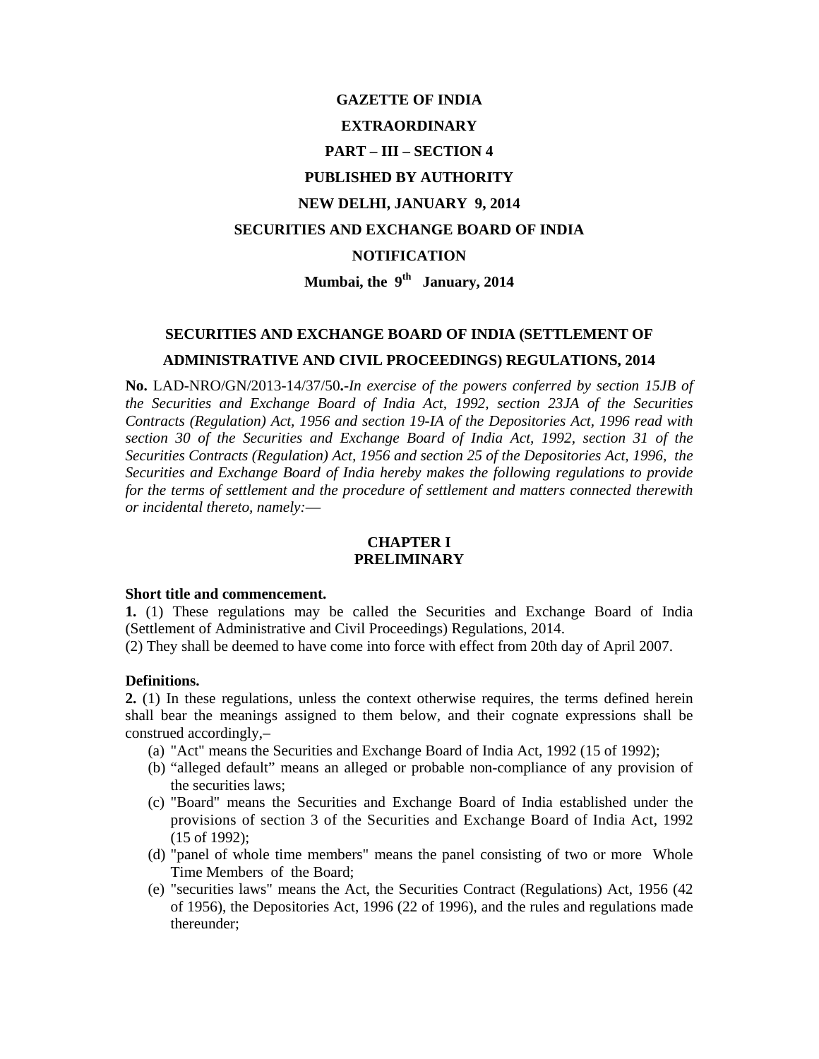**GAZETTE OF INDIA**

**EXTRAORDINARY**

**PART – III – SECTION 4**

**PUBLISHED BY AUTHORITY**

**NEW DELHI, JANUARY 9, 2014**

**SECURITIES AND EXCHANGE BOARD OF INDIA**

**NOTIFICATION**

**Mumbai, the 9th January, 2014**

# SECURITIES AND EXCHANGE BOARD OF INDIA (SETTLEMENT OF ADMINISTRATIVE AND CIVIL PROCEEDINGS) REGULATIONS, 2014

**No.** LAD-NRO/GN/2013-14/37/50**.-***In exercise of the powers conferred by section 15JB of the Securities and Exchange Board of India Act, 1992, section 23JA of the Securities Contracts (Regulation) Act, 1956 and section 19-IA of the Depositories Act, 1996 read with section 30 of the Securities and Exchange Board of India Act, 1992, section 31 of the Securities Contracts (Regulation) Act, 1956 and section 25 of the Depositories Act, 1996, the Securities and Exchange Board of India hereby makes the following regulations to provide for the terms of settlement and the procedure of settlement and matters connected therewith or incidental thereto, namely:—*

## CHAPTER I
## PRELIMINARY

**Short title and commencement.**

**1.** (1) These regulations may be called the Securities and Exchange Board of India (Settlement of Administrative and Civil Proceedings) Regulations, 2014.

(2) They shall be deemed to have come into force with effect from 20th day of April 2007.

**Definitions.**

**2.** (1) In these regulations, unless the context otherwise requires, the terms defined herein shall bear the meanings assigned to them below, and their cognate expressions shall be construed accordingly,–

(a) "Act" means the Securities and Exchange Board of India Act, 1992 (15 of 1992);

(b) "alleged default" means an alleged or probable non-compliance of any provision of the securities laws;

(c) "Board" means the Securities and Exchange Board of India established under the provisions of section 3 of the Securities and Exchange Board of India Act, 1992 (15 of 1992);

(d) "panel of whole time members" means the panel consisting of two or more Whole Time Members of the Board;

(e) "securities laws" means the Act, the Securities Contract (Regulations) Act, 1956 (42 of 1956), the Depositories Act, 1996 (22 of 1996), and the rules and regulations made thereunder;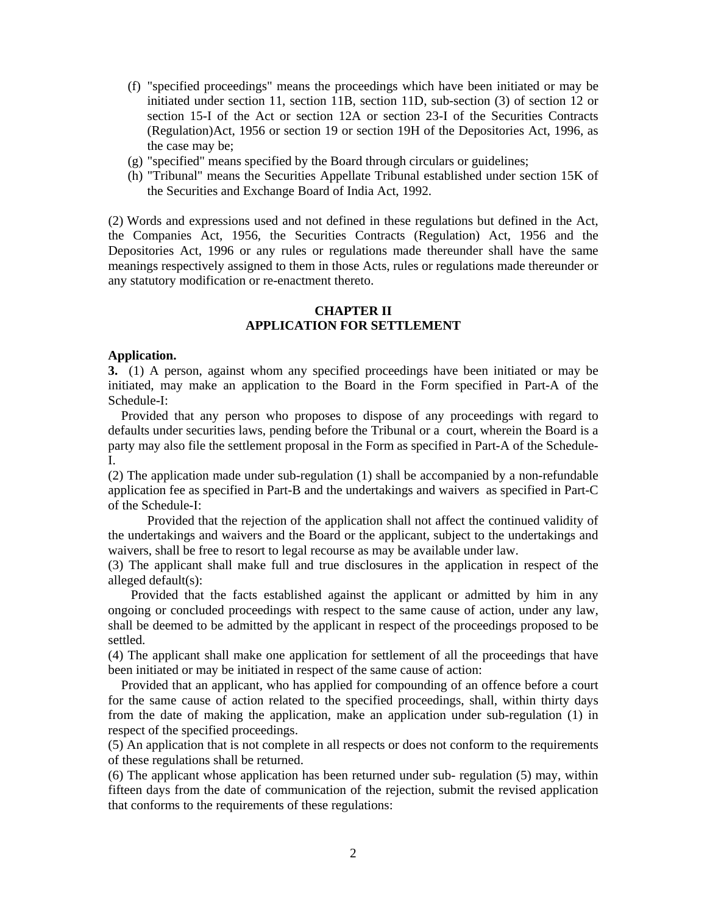(f) "specified proceedings" means the proceedings which have been initiated or may be initiated under section 11, section 11B, section 11D, sub-section (3) of section 12 or section 15-I of the Act or section 12A or section 23-I of the Securities Contracts (Regulation)Act, 1956 or section 19 or section 19H of the Depositories Act, 1996, as the case may be;

(g) "specified" means specified by the Board through circulars or guidelines;

(h) "Tribunal" means the Securities Appellate Tribunal established under section 15K of the Securities and Exchange Board of India Act, 1992.

(2) Words and expressions used and not defined in these regulations but defined in the Act, the Companies Act, 1956, the Securities Contracts (Regulation) Act, 1956 and the Depositories Act, 1996 or any rules or regulations made thereunder shall have the same meanings respectively assigned to them in those Acts, rules or regulations made thereunder or any statutory modification or re-enactment thereto.

## CHAPTER II
## APPLICATION FOR SETTLEMENT

**Application.**

**3.** (1) A person, against whom any specified proceedings have been initiated or may be initiated, may make an application to the Board in the Form specified in Part-A of the Schedule-I:

Provided that any person who proposes to dispose of any proceedings with regard to defaults under securities laws, pending before the Tribunal or a court, wherein the Board is a party may also file the settlement proposal in the Form as specified in Part-A of the Schedule-I.

(2) The application made under sub-regulation (1) shall be accompanied by a non-refundable application fee as specified in Part-B and the undertakings and waivers as specified in Part-C of the Schedule-I:

Provided that the rejection of the application shall not affect the continued validity of the undertakings and waivers and the Board or the applicant, subject to the undertakings and waivers, shall be free to resort to legal recourse as may be available under law.

(3) The applicant shall make full and true disclosures in the application in respect of the alleged default(s):

Provided that the facts established against the applicant or admitted by him in any ongoing or concluded proceedings with respect to the same cause of action, under any law, shall be deemed to be admitted by the applicant in respect of the proceedings proposed to be settled.

(4) The applicant shall make one application for settlement of all the proceedings that have been initiated or may be initiated in respect of the same cause of action:

Provided that an applicant, who has applied for compounding of an offence before a court for the same cause of action related to the specified proceedings, shall, within thirty days from the date of making the application, make an application under sub-regulation (1) in respect of the specified proceedings.

(5) An application that is not complete in all respects or does not conform to the requirements of these regulations shall be returned.

(6) The applicant whose application has been returned under sub- regulation (5) may, within fifteen days from the date of communication of the rejection, submit the revised application that conforms to the requirements of these regulations: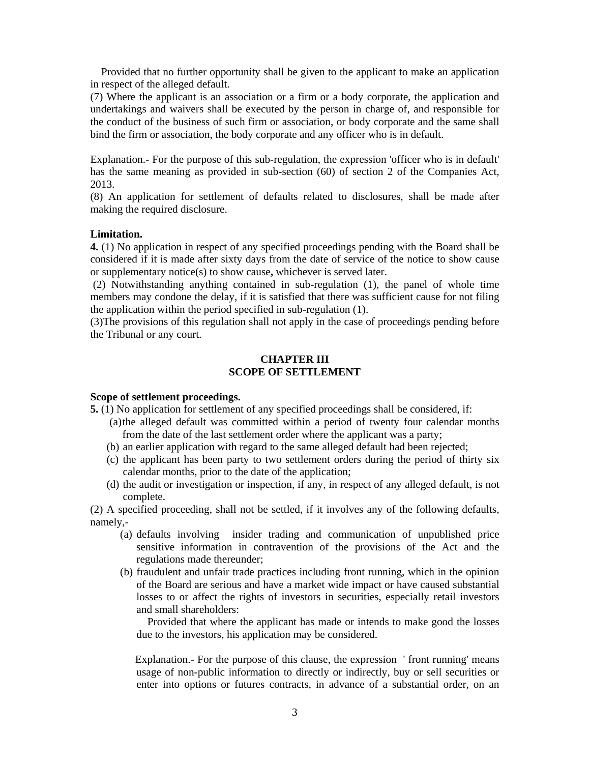Provided that no further opportunity shall be given to the applicant to make an application in respect of the alleged default.

(7) Where the applicant is an association or a firm or a body corporate, the application and undertakings and waivers shall be executed by the person in charge of, and responsible for the conduct of the business of such firm or association, or body corporate and the same shall bind the firm or association, the body corporate and any officer who is in default.

Explanation.- For the purpose of this sub-regulation, the expression 'officer who is in default' has the same meaning as provided in sub-section (60) of section 2 of the Companies Act, 2013.

(8) An application for settlement of defaults related to disclosures, shall be made after making the required disclosure.

**Limitation.**

**4.** (1) No application in respect of any specified proceedings pending with the Board shall be considered if it is made after sixty days from the date of service of the notice to show cause or supplementary notice(s) to show cause**,** whichever is served later.

(2) Notwithstanding anything contained in sub-regulation (1), the panel of whole time members may condone the delay, if it is satisfied that there was sufficient cause for not filing the application within the period specified in sub-regulation (1).

(3)The provisions of this regulation shall not apply in the case of proceedings pending before the Tribunal or any court.

## CHAPTER III
## SCOPE OF SETTLEMENT

**Scope of settlement proceedings.**

**5.** (1) No application for settlement of any specified proceedings shall be considered, if:

(a) the alleged default was committed within a period of twenty four calendar months from the date of the last settlement order where the applicant was a party;

(b) an earlier application with regard to the same alleged default had been rejected;

(c) the applicant has been party to two settlement orders during the period of thirty six calendar months, prior to the date of the application;

(d) the audit or investigation or inspection, if any, in respect of any alleged default, is not complete.

(2) A specified proceeding, shall not be settled, if it involves any of the following defaults, namely,-

(a) defaults involving insider trading and communication of unpublished price sensitive information in contravention of the provisions of the Act and the regulations made thereunder;

(b) fraudulent and unfair trade practices including front running, which in the opinion of the Board are serious and have a market wide impact or have caused substantial losses to or affect the rights of investors in securities, especially retail investors and small shareholders:

Provided that where the applicant has made or intends to make good the losses due to the investors, his application may be considered.

Explanation.- For the purpose of this clause, the expression ' front running' means usage of non-public information to directly or indirectly, buy or sell securities or enter into options or futures contracts, in advance of a substantial order, on an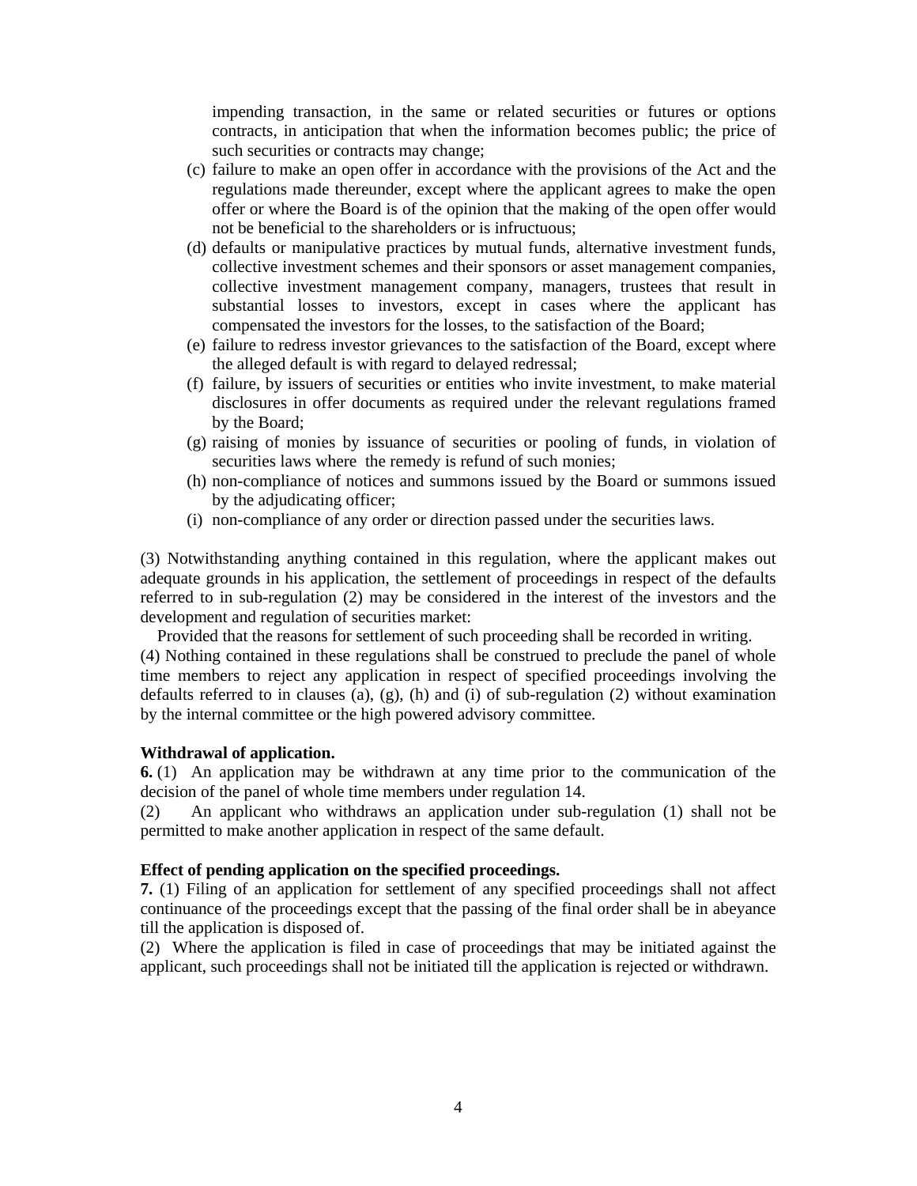impending transaction, in the same or related securities or futures or options contracts, in anticipation that when the information becomes public; the price of such securities or contracts may change;

(c) failure to make an open offer in accordance with the provisions of the Act and the regulations made thereunder, except where the applicant agrees to make the open offer or where the Board is of the opinion that the making of the open offer would not be beneficial to the shareholders or is infructuous;

(d) defaults or manipulative practices by mutual funds, alternative investment funds, collective investment schemes and their sponsors or asset management companies, collective investment management company, managers, trustees that result in substantial losses to investors, except in cases where the applicant has compensated the investors for the losses, to the satisfaction of the Board;

(e) failure to redress investor grievances to the satisfaction of the Board, except where the alleged default is with regard to delayed redressal;

(f) failure, by issuers of securities or entities who invite investment, to make material disclosures in offer documents as required under the relevant regulations framed by the Board;

(g) raising of monies by issuance of securities or pooling of funds, in violation of securities laws where the remedy is refund of such monies;

(h) non-compliance of notices and summons issued by the Board or summons issued by the adjudicating officer;

(i) non-compliance of any order or direction passed under the securities laws.

(3) Notwithstanding anything contained in this regulation, where the applicant makes out adequate grounds in his application, the settlement of proceedings in respect of the defaults referred to in sub-regulation (2) may be considered in the interest of the investors and the development and regulation of securities market:

Provided that the reasons for settlement of such proceeding shall be recorded in writing.

(4) Nothing contained in these regulations shall be construed to preclude the panel of whole time members to reject any application in respect of specified proceedings involving the defaults referred to in clauses (a), (g), (h) and (i) of sub-regulation (2) without examination by the internal committee or the high powered advisory committee.

**Withdrawal of application.**

**6.** (1) An application may be withdrawn at any time prior to the communication of the decision of the panel of whole time members under regulation 14.

(2) An applicant who withdraws an application under sub-regulation (1) shall not be permitted to make another application in respect of the same default.

**Effect of pending application on the specified proceedings.**

**7.** (1) Filing of an application for settlement of any specified proceedings shall not affect continuance of the proceedings except that the passing of the final order shall be in abeyance till the application is disposed of.

(2) Where the application is filed in case of proceedings that may be initiated against the applicant, such proceedings shall not be initiated till the application is rejected or withdrawn.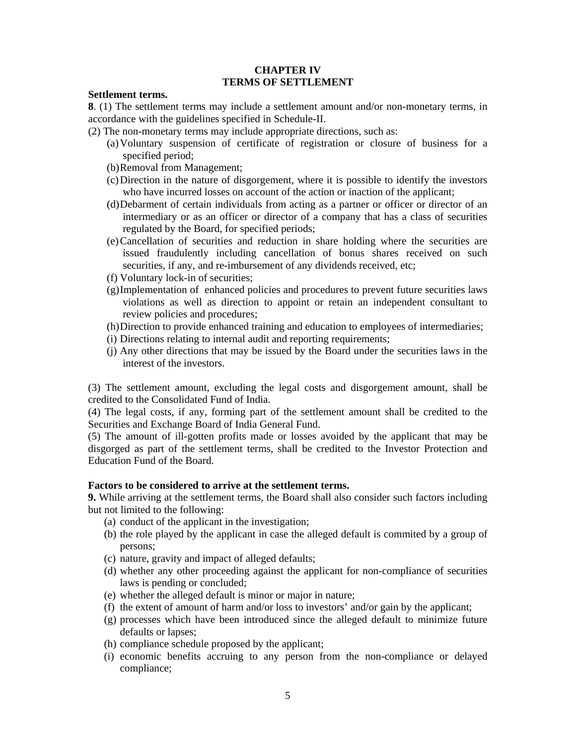## CHAPTER IV
## TERMS OF SETTLEMENT

**Settlement terms.**

**8**. (1) The settlement terms may include a settlement amount and/or non-monetary terms, in accordance with the guidelines specified in Schedule-II.

(2) The non-monetary terms may include appropriate directions, such as:

(a) Voluntary suspension of certificate of registration or closure of business for a specified period;

(b) Removal from Management;

(c) Direction in the nature of disgorgement, where it is possible to identify the investors who have incurred losses on account of the action or inaction of the applicant;

(d) Debarment of certain individuals from acting as a partner or officer or director of an intermediary or as an officer or director of a company that has a class of securities regulated by the Board, for specified periods;

(e) Cancellation of securities and reduction in share holding where the securities are issued fraudulently including cancellation of bonus shares received on such securities, if any, and re-imbursement of any dividends received, etc;

(f) Voluntary lock-in of securities;

(g) Implementation of enhanced policies and procedures to prevent future securities laws violations as well as direction to appoint or retain an independent consultant to review policies and procedures;

(h) Direction to provide enhanced training and education to employees of intermediaries;

(i) Directions relating to internal audit and reporting requirements;

(j) Any other directions that may be issued by the Board under the securities laws in the interest of the investors.

(3) The settlement amount, excluding the legal costs and disgorgement amount, shall be credited to the Consolidated Fund of India.

(4) The legal costs, if any, forming part of the settlement amount shall be credited to the Securities and Exchange Board of India General Fund.

(5) The amount of ill-gotten profits made or losses avoided by the applicant that may be disgorged as part of the settlement terms, shall be credited to the Investor Protection and Education Fund of the Board.

**Factors to be considered to arrive at the settlement terms.**

**9.** While arriving at the settlement terms, the Board shall also consider such factors including but not limited to the following:

(a) conduct of the applicant in the investigation;

(b) the role played by the applicant in case the alleged default is commited by a group of persons;

(c) nature, gravity and impact of alleged defaults;

(d) whether any other proceeding against the applicant for non-compliance of securities laws is pending or concluded;

(e) whether the alleged default is minor or major in nature;

(f) the extent of amount of harm and/or loss to investors' and/or gain by the applicant;

(g) processes which have been introduced since the alleged default to minimize future defaults or lapses;

(h) compliance schedule proposed by the applicant;

(i) economic benefits accruing to any person from the non-compliance or delayed compliance;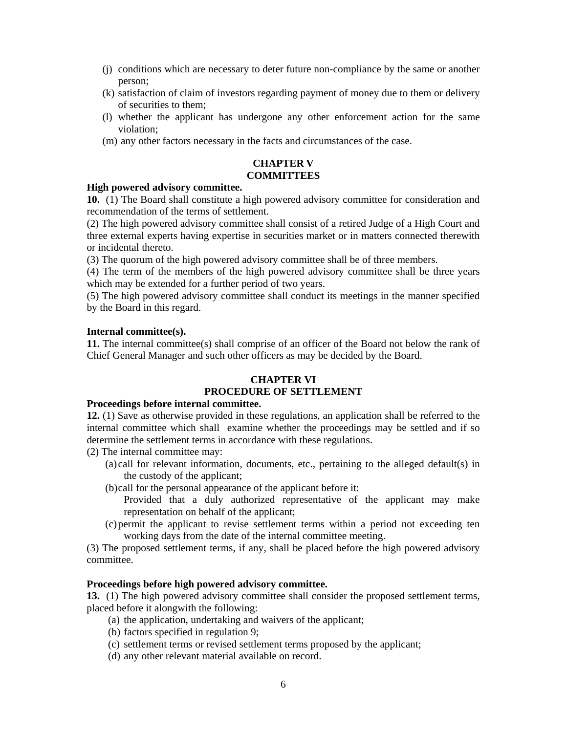(j) conditions which are necessary to deter future non-compliance by the same or another person;
(k) satisfaction of claim of investors regarding payment of money due to them or delivery of securities to them;
(l) whether the applicant has undergone any other enforcement action for the same violation;
(m) any other factors necessary in the facts and circumstances of the case.

## CHAPTER V
## COMMITTEES

**High powered advisory committee.**

**10.** (1) The Board shall constitute a high powered advisory committee for consideration and recommendation of the terms of settlement.

(2) The high powered advisory committee shall consist of a retired Judge of a High Court and three external experts having expertise in securities market or in matters connected therewith or incidental thereto.

(3) The quorum of the high powered advisory committee shall be of three members.

(4) The term of the members of the high powered advisory committee shall be three years which may be extended for a further period of two years.

(5) The high powered advisory committee shall conduct its meetings in the manner specified by the Board in this regard.

**Internal committee(s).**

**11.** The internal committee(s) shall comprise of an officer of the Board not below the rank of Chief General Manager and such other officers as may be decided by the Board.

## CHAPTER VI
## PROCEDURE OF SETTLEMENT

**Proceedings before internal committee.**

**12.** (1) Save as otherwise provided in these regulations, an application shall be referred to the internal committee which shall examine whether the proceedings may be settled and if so determine the settlement terms in accordance with these regulations.

(2) The internal committee may:

(a) call for relevant information, documents, etc., pertaining to the alleged default(s) in the custody of the applicant;

(b) call for the personal appearance of the applicant before it:

Provided that a duly authorized representative of the applicant may make representation on behalf of the applicant;

(c) permit the applicant to revise settlement terms within a period not exceeding ten working days from the date of the internal committee meeting.

(3) The proposed settlement terms, if any, shall be placed before the high powered advisory committee.

**Proceedings before high powered advisory committee.**

**13.** (1) The high powered advisory committee shall consider the proposed settlement terms, placed before it alongwith the following:

(a) the application, undertaking and waivers of the applicant;
(b) factors specified in regulation 9;
(c) settlement terms or revised settlement terms proposed by the applicant;
(d) any other relevant material available on record.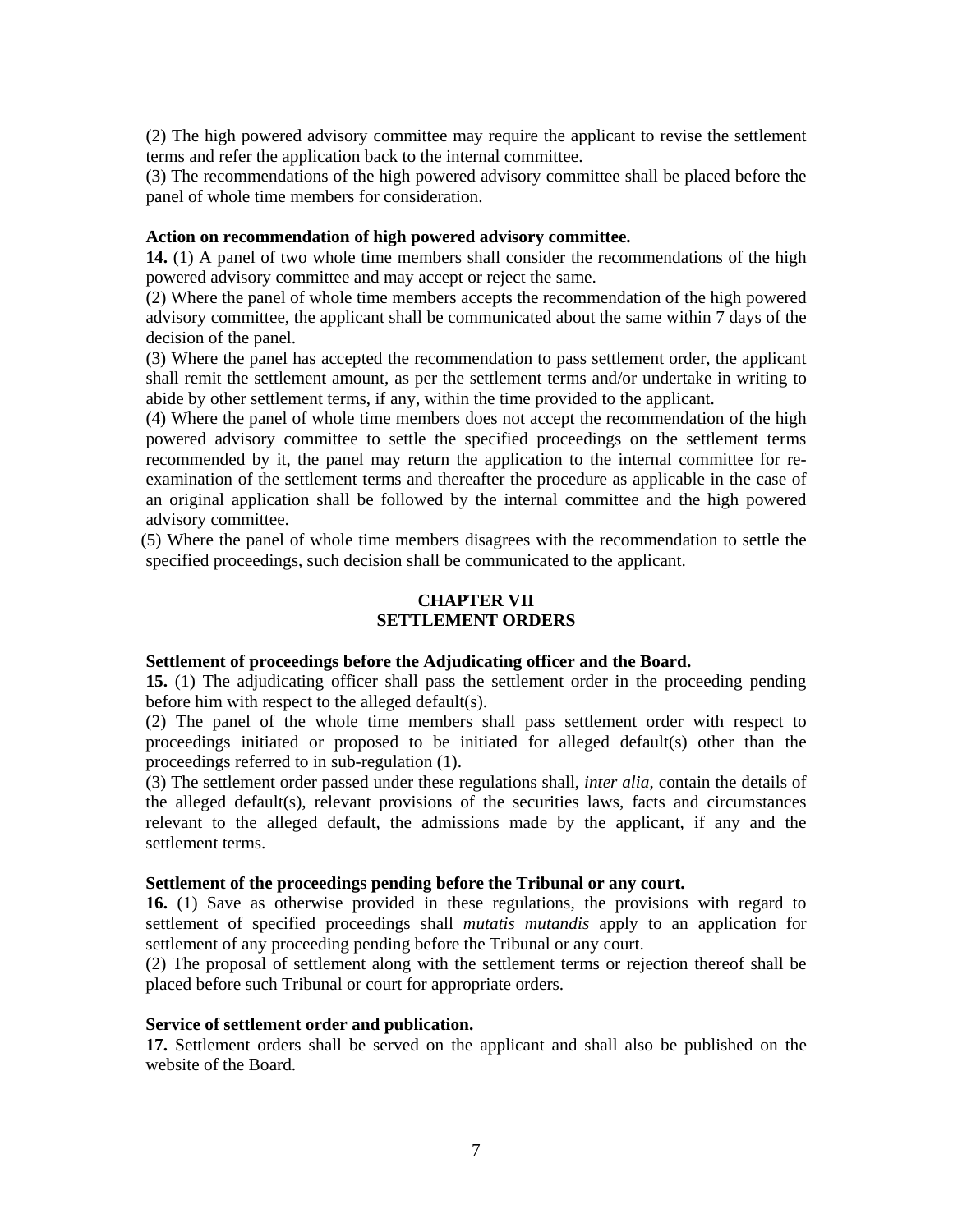(2) The high powered advisory committee may require the applicant to revise the settlement terms and refer the application back to the internal committee.

(3) The recommendations of the high powered advisory committee shall be placed before the panel of whole time members for consideration.

**Action on recommendation of high powered advisory committee.**

**14.** (1) A panel of two whole time members shall consider the recommendations of the high powered advisory committee and may accept or reject the same.

(2) Where the panel of whole time members accepts the recommendation of the high powered advisory committee, the applicant shall be communicated about the same within 7 days of the decision of the panel.

(3) Where the panel has accepted the recommendation to pass settlement order, the applicant shall remit the settlement amount, as per the settlement terms and/or undertake in writing to abide by other settlement terms, if any, within the time provided to the applicant.

(4) Where the panel of whole time members does not accept the recommendation of the high powered advisory committee to settle the specified proceedings on the settlement terms recommended by it, the panel may return the application to the internal committee for re-examination of the settlement terms and thereafter the procedure as applicable in the case of an original application shall be followed by the internal committee and the high powered advisory committee.

(5) Where the panel of whole time members disagrees with the recommendation to settle the specified proceedings, such decision shall be communicated to the applicant.

## CHAPTER VII
## SETTLEMENT ORDERS

**Settlement of proceedings before the Adjudicating officer and the Board.**

**15.** (1) The adjudicating officer shall pass the settlement order in the proceeding pending before him with respect to the alleged default(s).

(2) The panel of the whole time members shall pass settlement order with respect to proceedings initiated or proposed to be initiated for alleged default(s) other than the proceedings referred to in sub-regulation (1).

(3) The settlement order passed under these regulations shall, *inter alia*, contain the details of the alleged default(s), relevant provisions of the securities laws, facts and circumstances relevant to the alleged default, the admissions made by the applicant, if any and the settlement terms.

**Settlement of the proceedings pending before the Tribunal or any court.**

**16.** (1) Save as otherwise provided in these regulations, the provisions with regard to settlement of specified proceedings shall *mutatis mutandis* apply to an application for settlement of any proceeding pending before the Tribunal or any court.

(2) The proposal of settlement along with the settlement terms or rejection thereof shall be placed before such Tribunal or court for appropriate orders.

**Service of settlement order and publication.**

**17.** Settlement orders shall be served on the applicant and shall also be published on the website of the Board.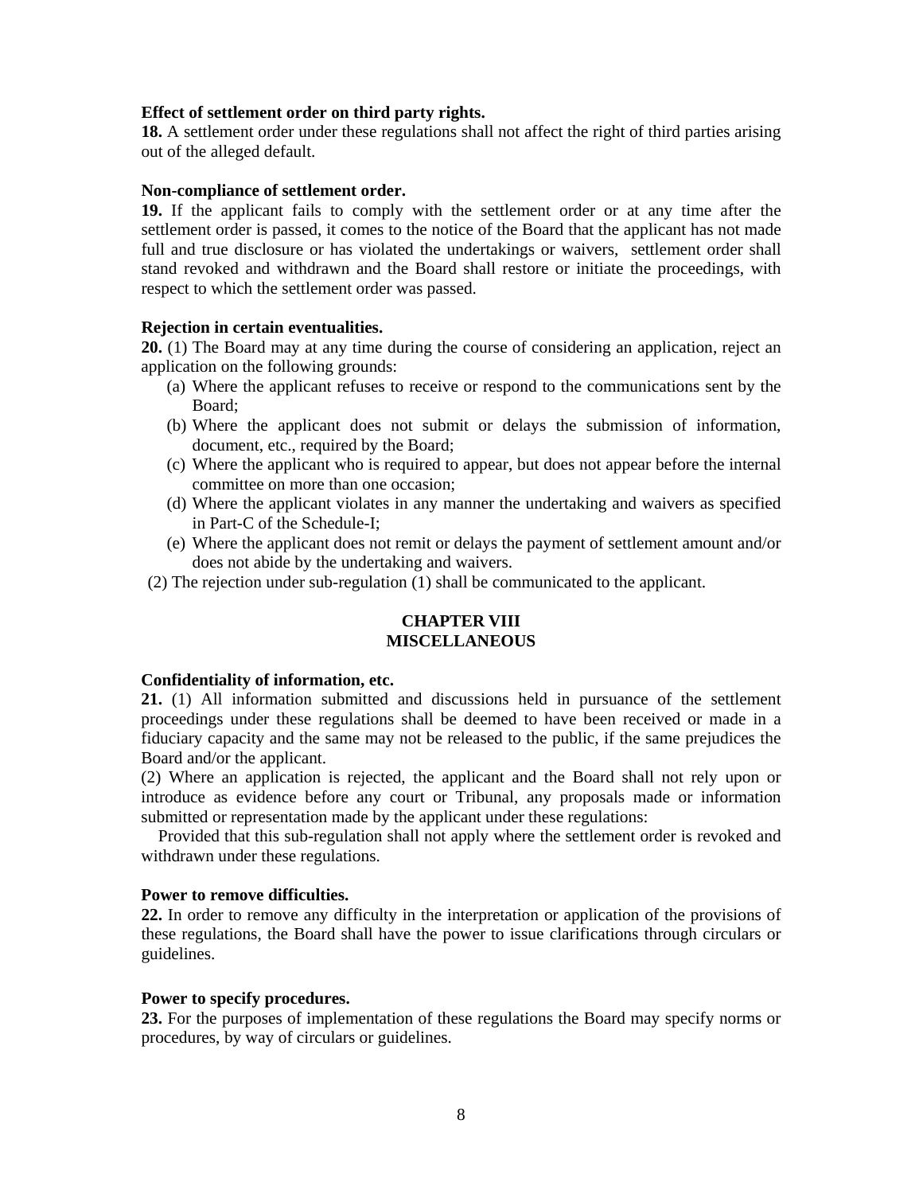**Effect of settlement order on third party rights.**

**18.** A settlement order under these regulations shall not affect the right of third parties arising out of the alleged default.

**Non-compliance of settlement order.**

**19.** If the applicant fails to comply with the settlement order or at any time after the settlement order is passed, it comes to the notice of the Board that the applicant has not made full and true disclosure or has violated the undertakings or waivers, settlement order shall stand revoked and withdrawn and the Board shall restore or initiate the proceedings, with respect to which the settlement order was passed.

**Rejection in certain eventualities.**

**20.** (1) The Board may at any time during the course of considering an application, reject an application on the following grounds:

(a) Where the applicant refuses to receive or respond to the communications sent by the Board;

(b) Where the applicant does not submit or delays the submission of information, document, etc., required by the Board;

(c) Where the applicant who is required to appear, but does not appear before the internal committee on more than one occasion;

(d) Where the applicant violates in any manner the undertaking and waivers as specified in Part-C of the Schedule-I;

(e) Where the applicant does not remit or delays the payment of settlement amount and/or does not abide by the undertaking and waivers.

(2) The rejection under sub-regulation (1) shall be communicated to the applicant.

## CHAPTER VIII
## MISCELLANEOUS

**Confidentiality of information, etc.**

**21.** (1) All information submitted and discussions held in pursuance of the settlement proceedings under these regulations shall be deemed to have been received or made in a fiduciary capacity and the same may not be released to the public, if the same prejudices the Board and/or the applicant.

(2) Where an application is rejected, the applicant and the Board shall not rely upon or introduce as evidence before any court or Tribunal, any proposals made or information submitted or representation made by the applicant under these regulations:

Provided that this sub-regulation shall not apply where the settlement order is revoked and withdrawn under these regulations.

**Power to remove difficulties.**

**22.** In order to remove any difficulty in the interpretation or application of the provisions of these regulations, the Board shall have the power to issue clarifications through circulars or guidelines.

**Power to specify procedures.**

**23.** For the purposes of implementation of these regulations the Board may specify norms or procedures, by way of circulars or guidelines.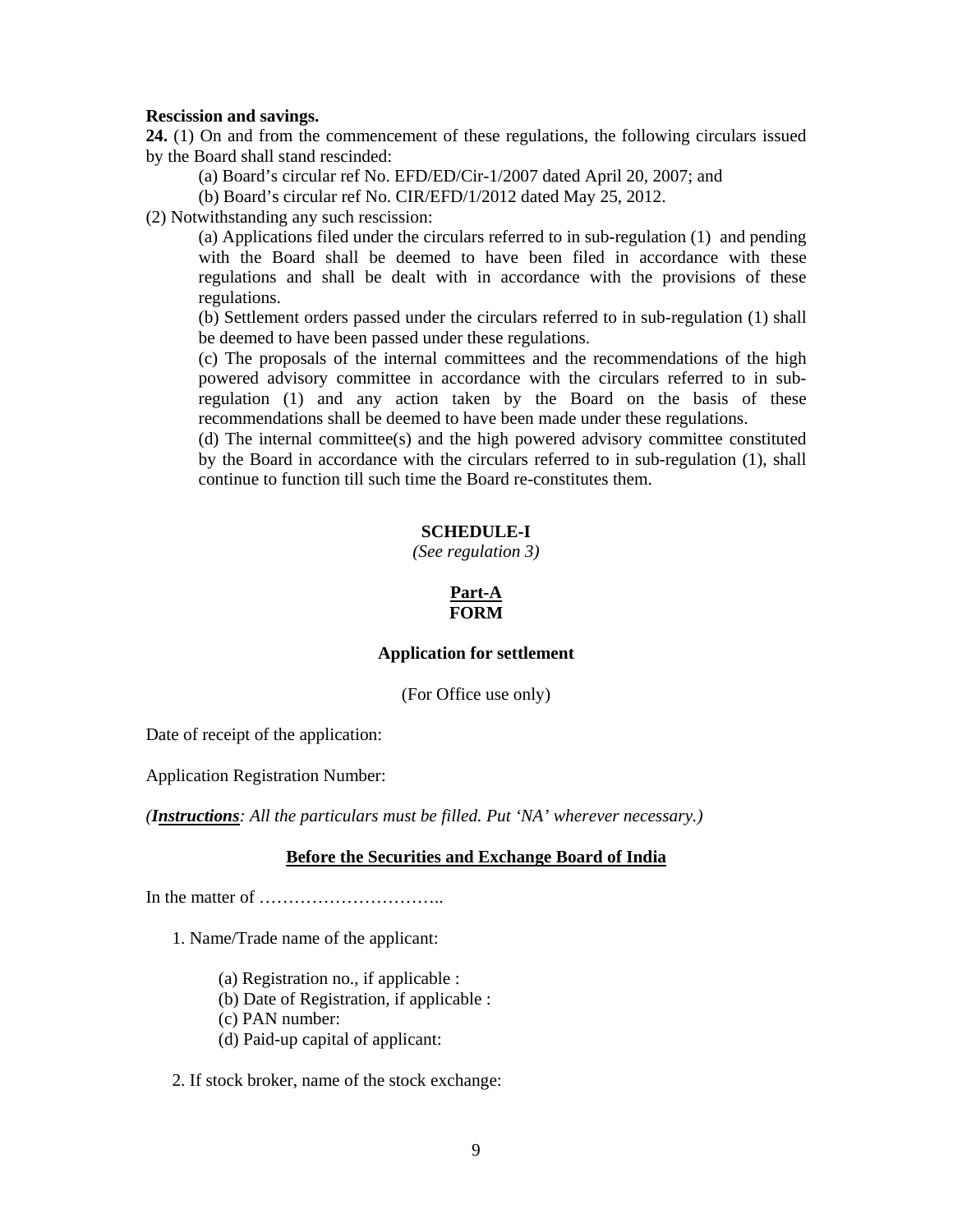**Rescission and savings.**

**24.** (1) On and from the commencement of these regulations, the following circulars issued by the Board shall stand rescinded:

(a) Board's circular ref No. EFD/ED/Cir-1/2007 dated April 20, 2007; and

(b) Board's circular ref No. CIR/EFD/1/2012 dated May 25, 2012.

(2) Notwithstanding any such rescission:

(a) Applications filed under the circulars referred to in sub-regulation (1) and pending with the Board shall be deemed to have been filed in accordance with these regulations and shall be dealt with in accordance with the provisions of these regulations.

(b) Settlement orders passed under the circulars referred to in sub-regulation (1) shall be deemed to have been passed under these regulations.

(c) The proposals of the internal committees and the recommendations of the high powered advisory committee in accordance with the circulars referred to in sub-regulation (1) and any action taken by the Board on the basis of these recommendations shall be deemed to have been made under these regulations.

(d) The internal committee(s) and the high powered advisory committee constituted by the Board in accordance with the circulars referred to in sub-regulation (1), shall continue to function till such time the Board re-constitutes them.

## SCHEDULE-I

*(See regulation 3)*

### Part-A
### FORM

**Application for settlement**

(For Office use only)

Date of receipt of the application:

Application Registration Number:

*(**Instructions**: All the particulars must be filled. Put 'NA' wherever necessary.)*

**Before the Securities and Exchange Board of India**

In the matter of …………………………..

1. Name/Trade name of the applicant:

   (a) Registration no., if applicable :
   (b) Date of Registration, if applicable :
   (c) PAN number:
   (d) Paid-up capital of applicant:

2. If stock broker, name of the stock exchange: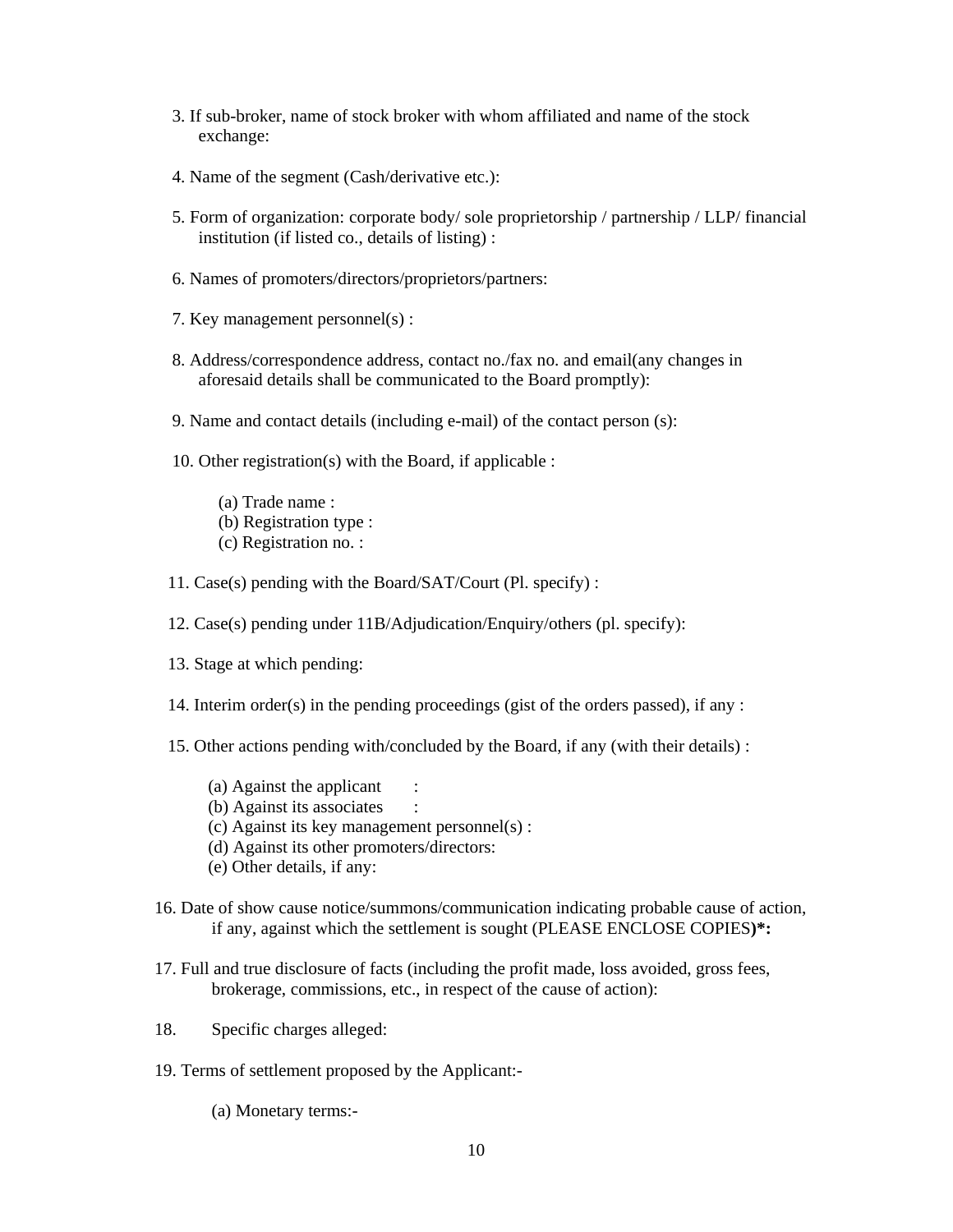3. If sub-broker, name of stock broker with whom affiliated and name of the stock exchange:

4. Name of the segment (Cash/derivative etc.):

5. Form of organization: corporate body/ sole proprietorship / partnership / LLP/ financial institution (if listed co., details of listing) :

6. Names of promoters/directors/proprietors/partners:

7. Key management personnel(s) :

8. Address/correspondence address, contact no./fax no. and email(any changes in aforesaid details shall be communicated to the Board promptly):

9. Name and contact details (including e-mail) of the contact person (s):

10. Other registration(s) with the Board, if applicable :

    (a) Trade name :
    (b) Registration type :
    (c) Registration no. :

11. Case(s) pending with the Board/SAT/Court (Pl. specify) :

12. Case(s) pending under 11B/Adjudication/Enquiry/others (pl. specify):

13. Stage at which pending:

14. Interim order(s) in the pending proceedings (gist of the orders passed), if any :

15. Other actions pending with/concluded by the Board, if any (with their details) :

    (a) Against the applicant :
    (b) Against its associates :
    (c) Against its key management personnel(s) :
    (d) Against its other promoters/directors:
    (e) Other details, if any:

16. Date of show cause notice/summons/communication indicating probable cause of action, if any, against which the settlement is sought (PLEASE ENCLOSE COPIES**)*:**

17. Full and true disclosure of facts (including the profit made, loss avoided, gross fees, brokerage, commissions, etc., in respect of the cause of action):

18. Specific charges alleged:

19. Terms of settlement proposed by the Applicant:-

    (a) Monetary terms:-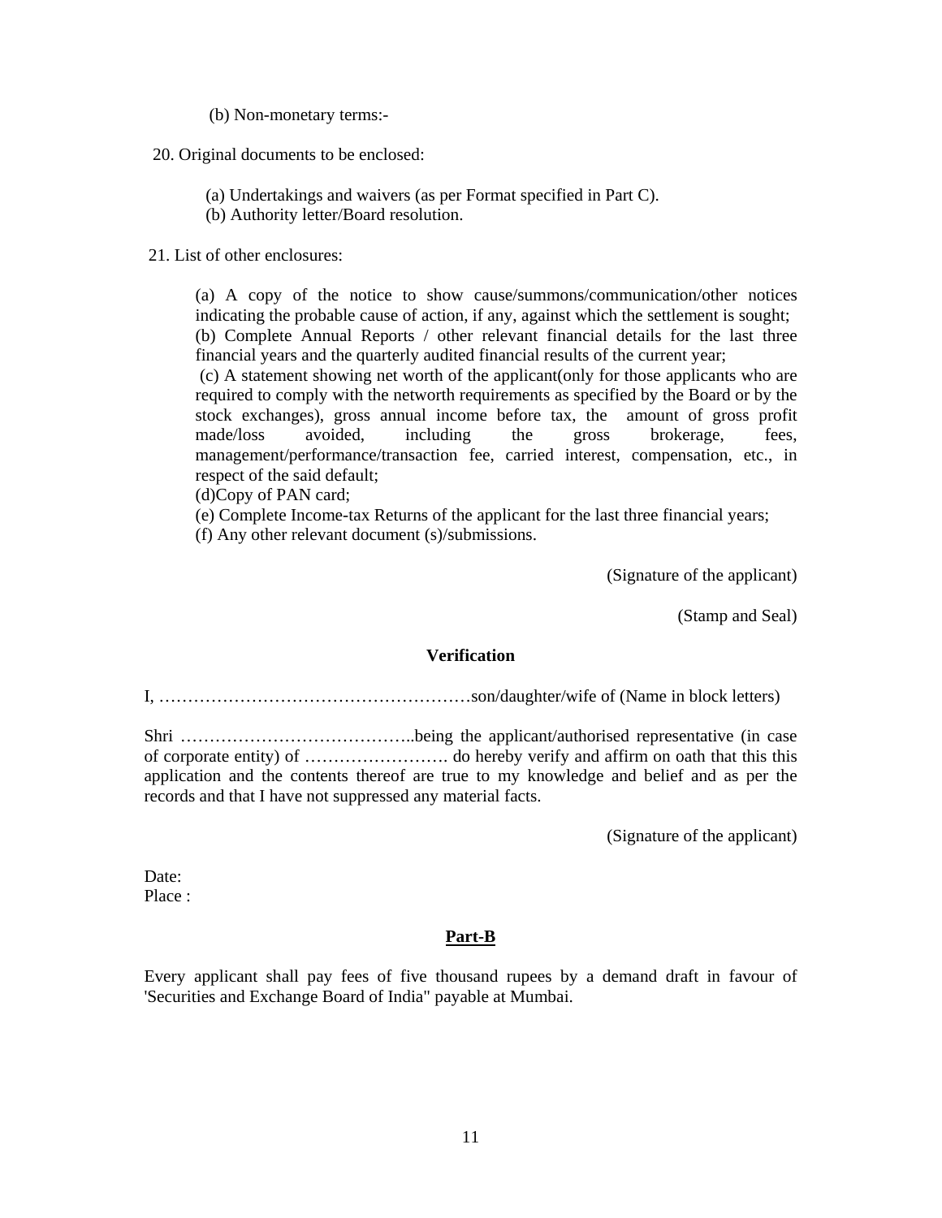(b) Non-monetary terms:-

20. Original documents to be enclosed:

(a) Undertakings and waivers (as per Format specified in Part C).
(b) Authority letter/Board resolution.

21. List of other enclosures:

(a) A copy of the notice to show cause/summons/communication/other notices indicating the probable cause of action, if any, against which the settlement is sought;
(b) Complete Annual Reports / other relevant financial details for the last three financial years and the quarterly audited financial results of the current year;
(c) A statement showing net worth of the applicant(only for those applicants who are required to comply with the networth requirements as specified by the Board or by the stock exchanges), gross annual income before tax, the amount of gross profit made/loss avoided, including the gross brokerage, fees, management/performance/transaction fee, carried interest, compensation, etc., in respect of the said default;
(d)Copy of PAN card;
(e) Complete Income-tax Returns of the applicant for the last three financial years;
(f) Any other relevant document (s)/submissions.

(Signature of the applicant)

(Stamp and Seal)

**Verification**

I, ………………………………………………son/daughter/wife of (Name in block letters)

Shri …………………………………..being the applicant/authorised representative (in case of corporate entity) of ……………………. do hereby verify and affirm on oath that this this application and the contents thereof are true to my knowledge and belief and as per the records and that I have not suppressed any material facts.

(Signature of the applicant)

Date:
Place :

## **Part-B**

Every applicant shall pay fees of five thousand rupees by a demand draft in favour of 'Securities and Exchange Board of India" payable at Mumbai.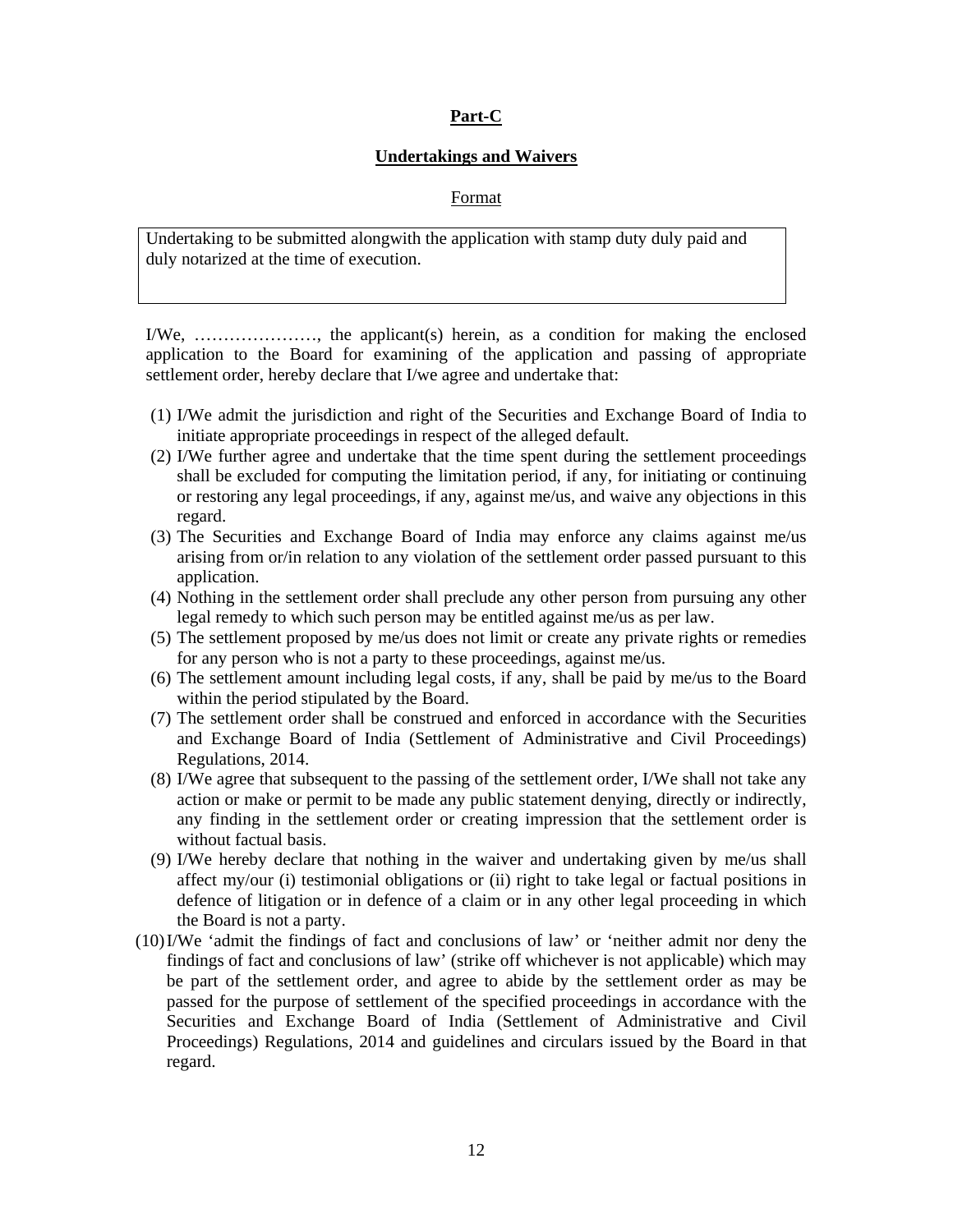## Part-C

### Undertakings and Waivers

Format

| Undertaking to be submitted alongwith the application with stamp duty duly paid and duly notarized at the time of execution. |
|---|

I/We, …………………, the applicant(s) herein, as a condition for making the enclosed application to the Board for examining of the application and passing of appropriate settlement order, hereby declare that I/we agree and undertake that:

(1) I/We admit the jurisdiction and right of the Securities and Exchange Board of India to initiate appropriate proceedings in respect of the alleged default.
(2) I/We further agree and undertake that the time spent during the settlement proceedings shall be excluded for computing the limitation period, if any, for initiating or continuing or restoring any legal proceedings, if any, against me/us, and waive any objections in this regard.
(3) The Securities and Exchange Board of India may enforce any claims against me/us arising from or/in relation to any violation of the settlement order passed pursuant to this application.
(4) Nothing in the settlement order shall preclude any other person from pursuing any other legal remedy to which such person may be entitled against me/us as per law.
(5) The settlement proposed by me/us does not limit or create any private rights or remedies for any person who is not a party to these proceedings, against me/us.
(6) The settlement amount including legal costs, if any, shall be paid by me/us to the Board within the period stipulated by the Board.
(7) The settlement order shall be construed and enforced in accordance with the Securities and Exchange Board of India (Settlement of Administrative and Civil Proceedings) Regulations, 2014.
(8) I/We agree that subsequent to the passing of the settlement order, I/We shall not take any action or make or permit to be made any public statement denying, directly or indirectly, any finding in the settlement order or creating impression that the settlement order is without factual basis.
(9) I/We hereby declare that nothing in the waiver and undertaking given by me/us shall affect my/our (i) testimonial obligations or (ii) right to take legal or factual positions in defence of litigation or in defence of a claim or in any other legal proceeding in which the Board is not a party.
(10) I/We 'admit the findings of fact and conclusions of law' or 'neither admit nor deny the findings of fact and conclusions of law' (strike off whichever is not applicable) which may be part of the settlement order, and agree to abide by the settlement order as may be passed for the purpose of settlement of the specified proceedings in accordance with the Securities and Exchange Board of India (Settlement of Administrative and Civil Proceedings) Regulations, 2014 and guidelines and circulars issued by the Board in that regard.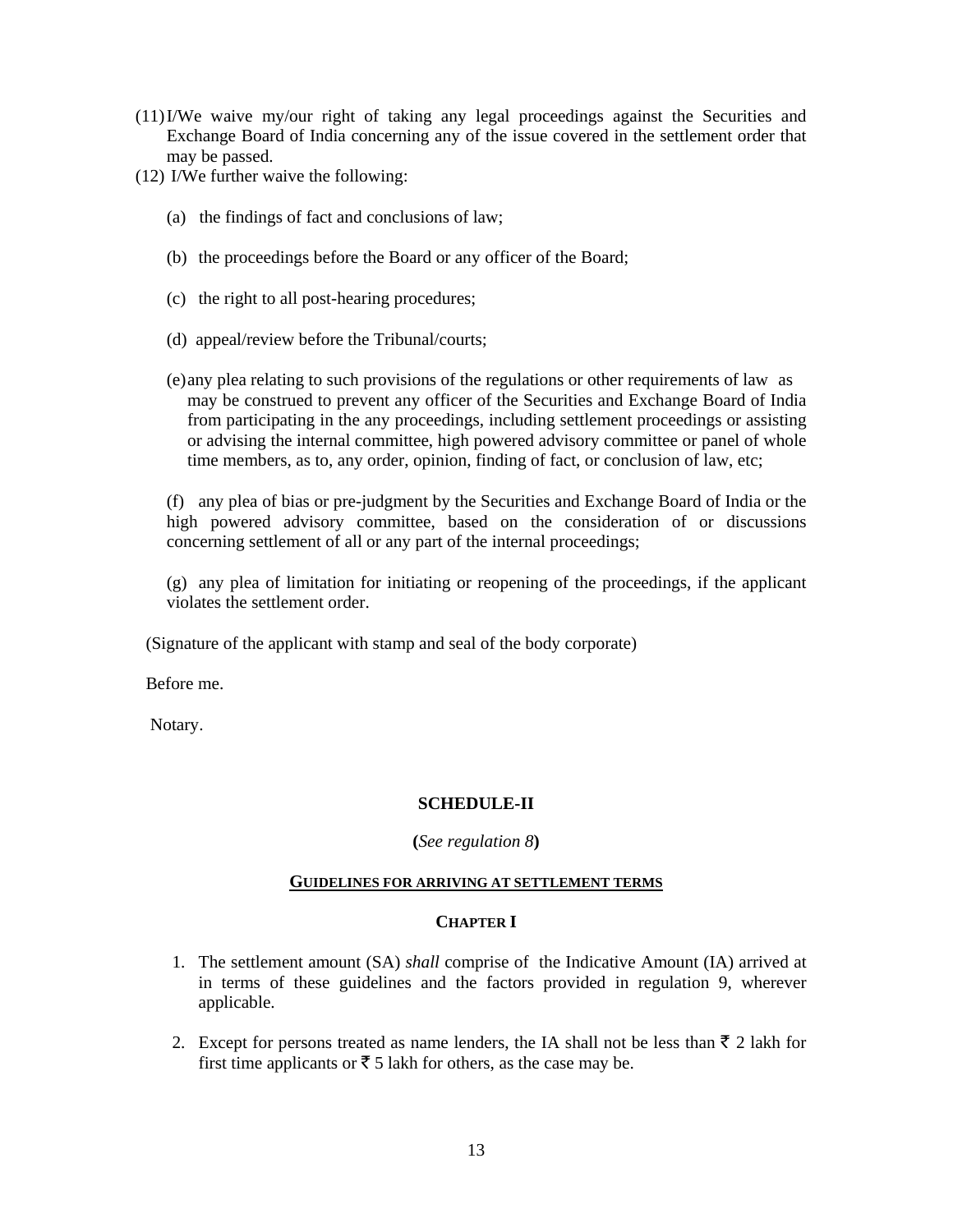(11) I/We waive my/our right of taking any legal proceedings against the Securities and Exchange Board of India concerning any of the issue covered in the settlement order that may be passed.

(12) I/We further waive the following:

(a) the findings of fact and conclusions of law;

(b) the proceedings before the Board or any officer of the Board;

(c) the right to all post-hearing procedures;

(d) appeal/review before the Tribunal/courts;

(e) any plea relating to such provisions of the regulations or other requirements of law as may be construed to prevent any officer of the Securities and Exchange Board of India from participating in the any proceedings, including settlement proceedings or assisting or advising the internal committee, high powered advisory committee or panel of whole time members, as to, any order, opinion, finding of fact, or conclusion of law, etc;

(f) any plea of bias or pre-judgment by the Securities and Exchange Board of India or the high powered advisory committee, based on the consideration of or discussions concerning settlement of all or any part of the internal proceedings;

(g) any plea of limitation for initiating or reopening of the proceedings, if the applicant violates the settlement order.

(Signature of the applicant with stamp and seal of the body corporate)

Before me.

Notary.

## SCHEDULE-II

**(***See regulation 8***)**

**GUIDELINES FOR ARRIVING AT SETTLEMENT TERMS**

### CHAPTER I

1. The settlement amount (SA) *shall* comprise of the Indicative Amount (IA) arrived at in terms of these guidelines and the factors provided in regulation 9, wherever applicable.

2. Except for persons treated as name lenders, the IA shall not be less than ₹ 2 lakh for first time applicants or ₹ 5 lakh for others, as the case may be.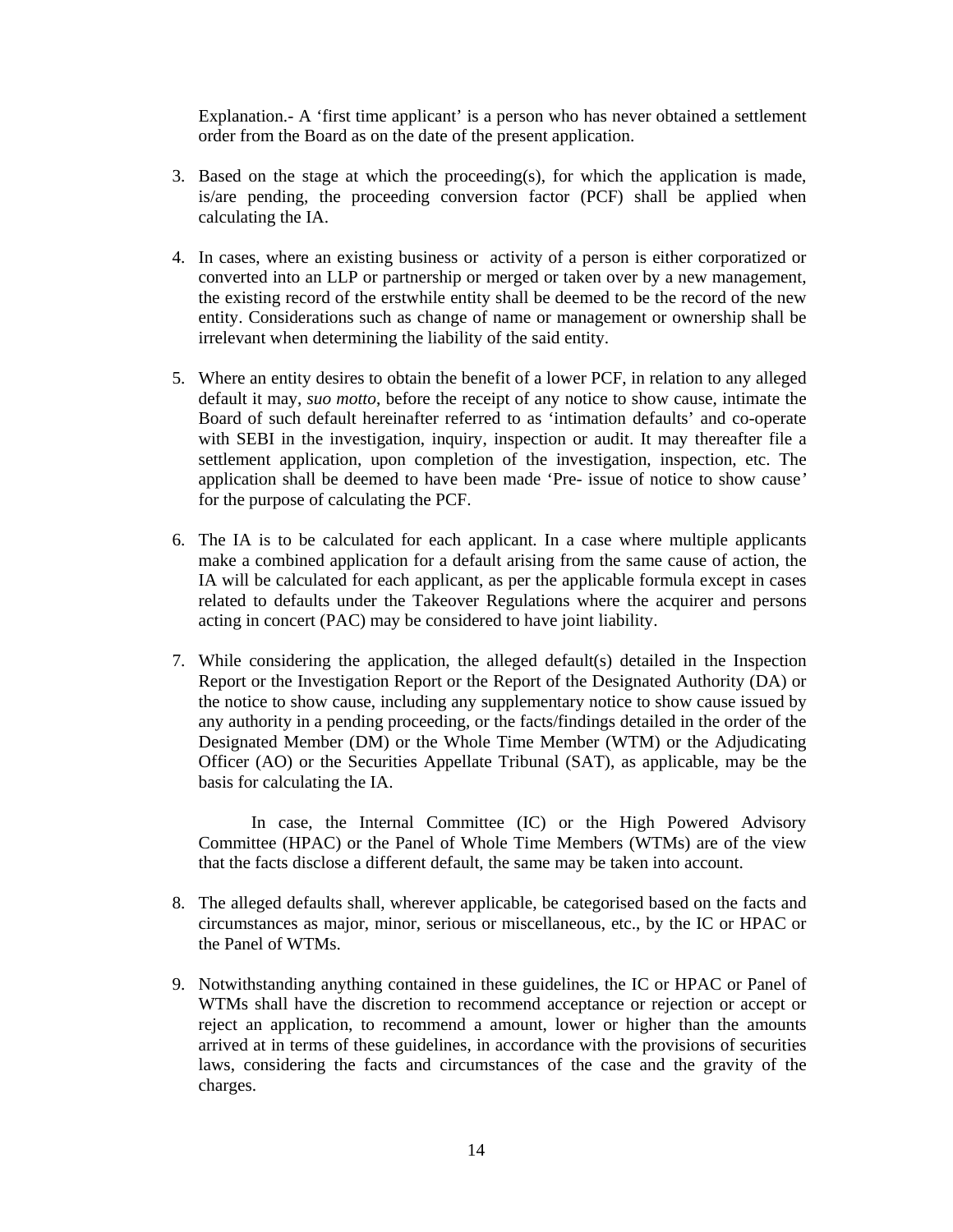Explanation.- A 'first time applicant' is a person who has never obtained a settlement order from the Board as on the date of the present application.

3. Based on the stage at which the proceeding(s), for which the application is made, is/are pending, the proceeding conversion factor (PCF) shall be applied when calculating the IA.

4. In cases, where an existing business or activity of a person is either corporatized or converted into an LLP or partnership or merged or taken over by a new management, the existing record of the erstwhile entity shall be deemed to be the record of the new entity. Considerations such as change of name or management or ownership shall be irrelevant when determining the liability of the said entity.

5. Where an entity desires to obtain the benefit of a lower PCF, in relation to any alleged default it may, *suo motto*, before the receipt of any notice to show cause, intimate the Board of such default hereinafter referred to as 'intimation defaults' and co-operate with SEBI in the investigation, inquiry, inspection or audit. It may thereafter file a settlement application, upon completion of the investigation, inspection, etc. The application shall be deemed to have been made 'Pre- issue of notice to show cause' for the purpose of calculating the PCF.

6. The IA is to be calculated for each applicant. In a case where multiple applicants make a combined application for a default arising from the same cause of action, the IA will be calculated for each applicant, as per the applicable formula except in cases related to defaults under the Takeover Regulations where the acquirer and persons acting in concert (PAC) may be considered to have joint liability.

7. While considering the application, the alleged default(s) detailed in the Inspection Report or the Investigation Report or the Report of the Designated Authority (DA) or the notice to show cause, including any supplementary notice to show cause issued by any authority in a pending proceeding, or the facts/findings detailed in the order of the Designated Member (DM) or the Whole Time Member (WTM) or the Adjudicating Officer (AO) or the Securities Appellate Tribunal (SAT), as applicable, may be the basis for calculating the IA.

   In case, the Internal Committee (IC) or the High Powered Advisory Committee (HPAC) or the Panel of Whole Time Members (WTMs) are of the view that the facts disclose a different default, the same may be taken into account.

8. The alleged defaults shall, wherever applicable, be categorised based on the facts and circumstances as major, minor, serious or miscellaneous, etc., by the IC or HPAC or the Panel of WTMs.

9. Notwithstanding anything contained in these guidelines, the IC or HPAC or Panel of WTMs shall have the discretion to recommend acceptance or rejection or accept or reject an application, to recommend a amount, lower or higher than the amounts arrived at in terms of these guidelines, in accordance with the provisions of securities laws, considering the facts and circumstances of the case and the gravity of the charges.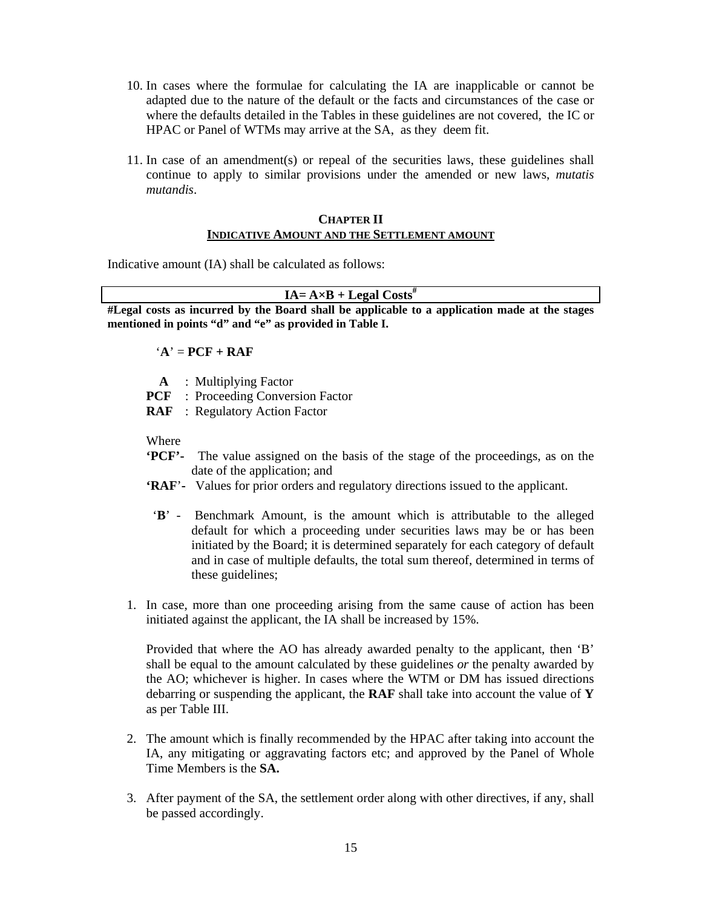10. In cases where the formulae for calculating the IA are inapplicable or cannot be adapted due to the nature of the default or the facts and circumstances of the case or where the defaults detailed in the Tables in these guidelines are not covered, the IC or HPAC or Panel of WTMs may arrive at the SA, as they deem fit.

11. In case of an amendment(s) or repeal of the securities laws, these guidelines shall continue to apply to similar provisions under the amended or new laws, *mutatis mutandis*.

## CHAPTER II
## INDICATIVE AMOUNT AND THE SETTLEMENT AMOUNT

Indicative amount (IA) shall be calculated as follows:

| **IA= A×B + Legal Costs#** |
|---|

**#Legal costs as incurred by the Board shall be applicable to a application made at the stages mentioned in points "d" and "e" as provided in Table I.**

'**A**' = **PCF + RAF**

**A** : Multiplying Factor
**PCF** : Proceeding Conversion Factor
**RAF** : Regulatory Action Factor

Where

**'PCF'-** The value assigned on the basis of the stage of the proceedings, as on the date of the application; and

**'RAF'-** Values for prior orders and regulatory directions issued to the applicant.

'**B**' - Benchmark Amount, is the amount which is attributable to the alleged default for which a proceeding under securities laws may be or has been initiated by the Board; it is determined separately for each category of default and in case of multiple defaults, the total sum thereof, determined in terms of these guidelines;

1. In case, more than one proceeding arising from the same cause of action has been initiated against the applicant, the IA shall be increased by 15%.

   Provided that where the AO has already awarded penalty to the applicant, then 'B' shall be equal to the amount calculated by these guidelines *or* the penalty awarded by the AO; whichever is higher. In cases where the WTM or DM has issued directions debarring or suspending the applicant, the **RAF** shall take into account the value of **Y** as per Table III.

2. The amount which is finally recommended by the HPAC after taking into account the IA, any mitigating or aggravating factors etc; and approved by the Panel of Whole Time Members is the **SA.**

3. After payment of the SA, the settlement order along with other directives, if any, shall be passed accordingly.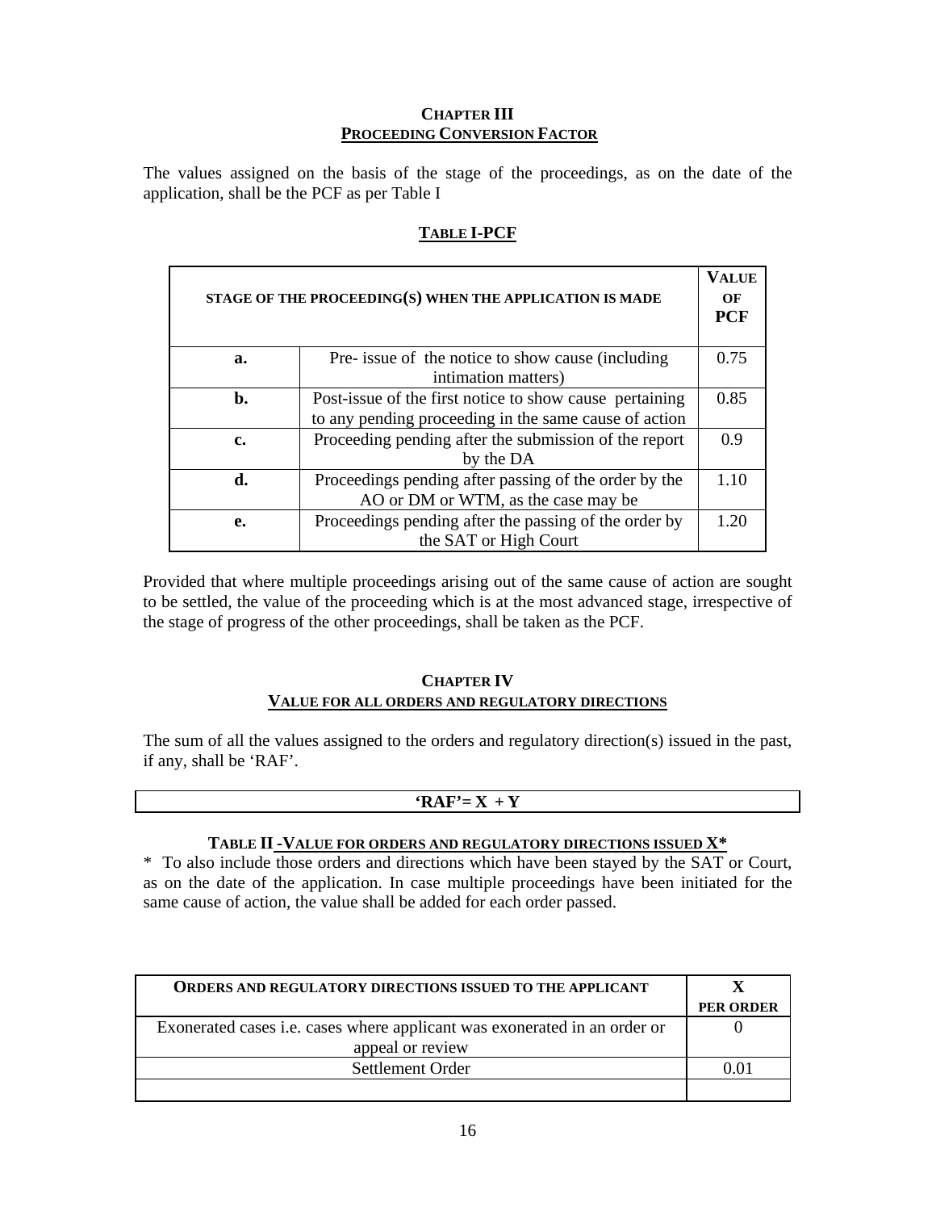## CHAPTER III
## PROCEEDING CONVERSION FACTOR

The values assigned on the basis of the stage of the proceedings, as on the date of the application, shall be the PCF as per Table I

### TABLE I-PCF

| STAGE OF THE PROCEEDING(S) WHEN THE APPLICATION IS MADE | | VALUE OF PCF |
|---|---|---|
| **a.** | Pre- issue of the notice to show cause (including intimation matters) | 0.75 |
| **b.** | Post-issue of the first notice to show cause pertaining to any pending proceeding in the same cause of action | 0.85 |
| **c.** | Proceeding pending after the submission of the report by the DA | 0.9 |
| **d.** | Proceedings pending after passing of the order by the AO or DM or WTM, as the case may be | 1.10 |
| **e.** | Proceedings pending after the passing of the order by the SAT or High Court | 1.20 |

Provided that where multiple proceedings arising out of the same cause of action are sought to be settled, the value of the proceeding which is at the most advanced stage, irrespective of the stage of progress of the other proceedings, shall be taken as the PCF.

## CHAPTER IV
## VALUE FOR ALL ORDERS AND REGULATORY DIRECTIONS

The sum of all the values assigned to the orders and regulatory direction(s) issued in the past, if any, shall be 'RAF'.

**'RAF'= X + Y**

### TABLE II -VALUE FOR ORDERS AND REGULATORY DIRECTIONS ISSUED X*

\* To also include those orders and directions which have been stayed by the SAT or Court, as on the date of the application. In case multiple proceedings have been initiated for the same cause of action, the value shall be added for each order passed.

| ORDERS AND REGULATORY DIRECTIONS ISSUED TO THE APPLICANT | X PER ORDER |
|---|---|
| Exonerated cases i.e. cases where applicant was exonerated in an order or appeal or review | 0 |
| Settlement Order | 0.01 |
| | |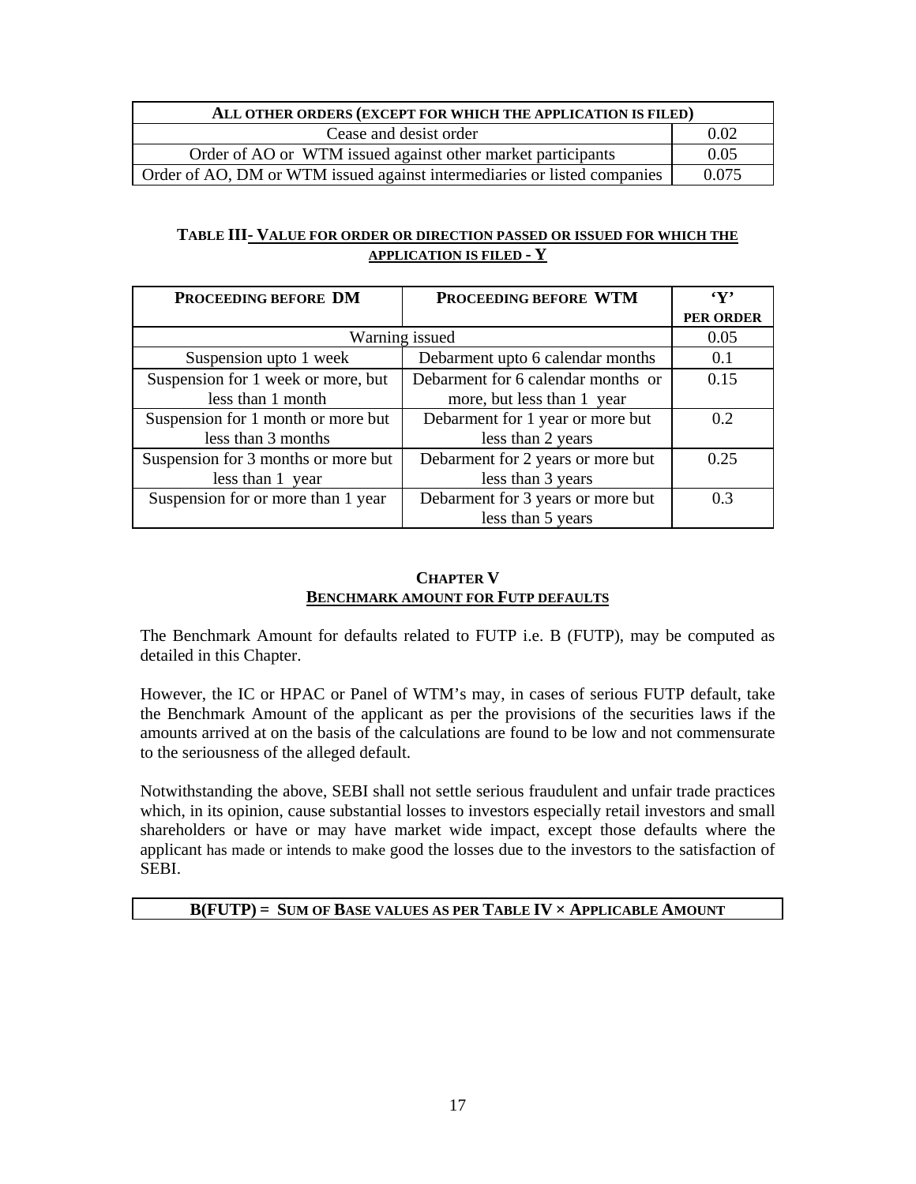| ALL OTHER ORDERS (EXCEPT FOR WHICH THE APPLICATION IS FILED) | |
|---|---|
| Cease and desist order | 0.02 |
| Order of AO or WTM issued against other market participants | 0.05 |
| Order of AO, DM or WTM issued against intermediaries or listed companies | 0.075 |

### TABLE III- VALUE FOR ORDER OR DIRECTION PASSED OR ISSUED FOR WHICH THE APPLICATION IS FILED - Y

| PROCEEDING BEFORE DM | PROCEEDING BEFORE WTM | 'Y' PER ORDER |
|---|---|---|
| Warning issued | | 0.05 |
| Suspension upto 1 week | Debarment upto 6 calendar months | 0.1 |
| Suspension for 1 week or more, but less than 1 month | Debarment for 6 calendar months or more, but less than 1 year | 0.15 |
| Suspension for 1 month or more but less than 3 months | Debarment for 1 year or more but less than 2 years | 0.2 |
| Suspension for 3 months or more but less than 1 year | Debarment for 2 years or more but less than 3 years | 0.25 |
| Suspension for or more than 1 year | Debarment for 3 years or more but less than 5 years | 0.3 |

## CHAPTER V
## BENCHMARK AMOUNT FOR FUTP DEFAULTS

The Benchmark Amount for defaults related to FUTP i.e. B (FUTP), may be computed as detailed in this Chapter.

However, the IC or HPAC or Panel of WTM's may, in cases of serious FUTP default, take the Benchmark Amount of the applicant as per the provisions of the securities laws if the amounts arrived at on the basis of the calculations are found to be low and not commensurate to the seriousness of the alleged default.

Notwithstanding the above, SEBI shall not settle serious fraudulent and unfair trade practices which, in its opinion, cause substantial losses to investors especially retail investors and small shareholders or have or may have market wide impact, except those defaults where the applicant has made or intends to make good the losses due to the investors to the satisfaction of SEBI.

| B(FUTP) = SUM OF BASE VALUES AS PER TABLE IV × APPLICABLE AMOUNT |
|---|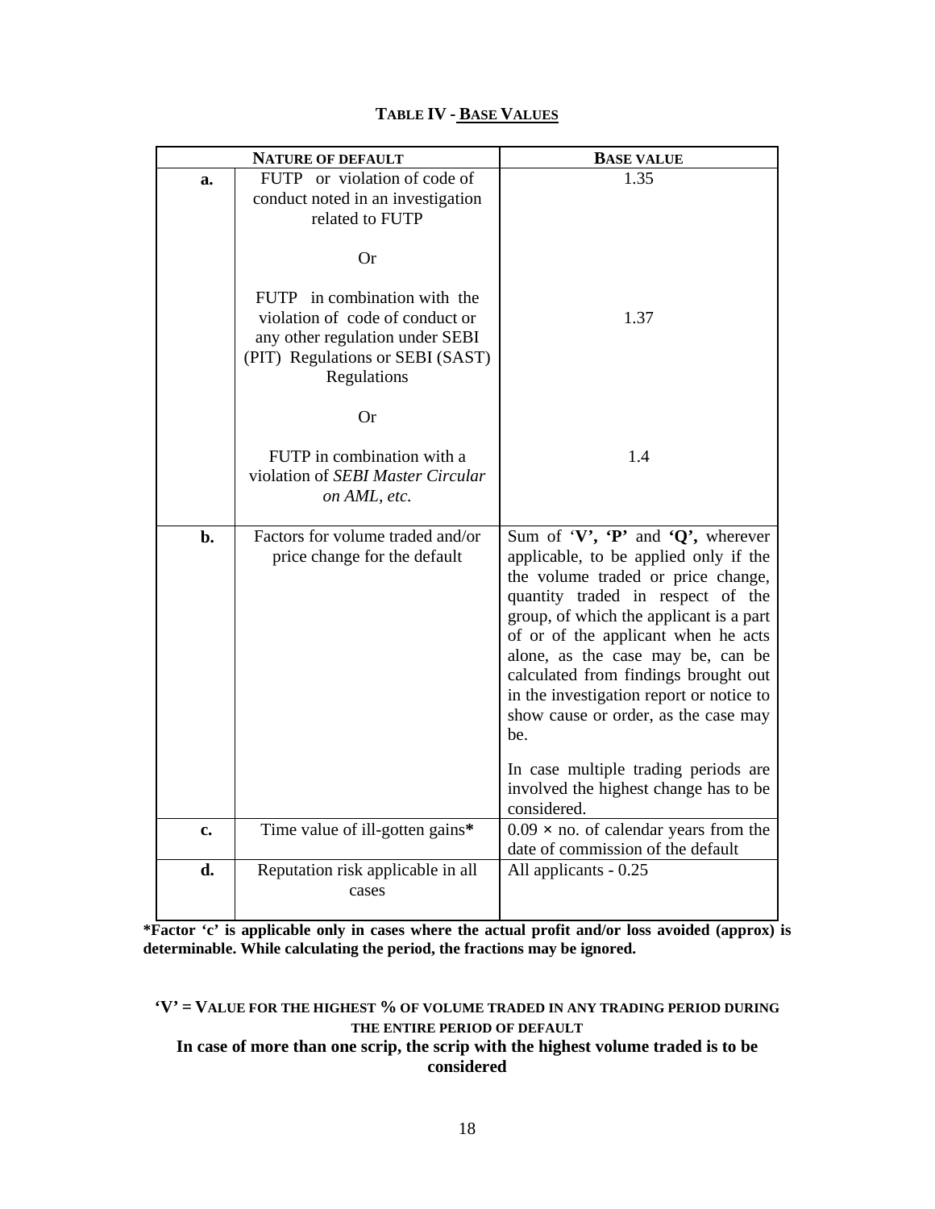### TABLE IV - BASE VALUES

| | NATURE OF DEFAULT | BASE VALUE |
|---|---|---|
| **a.** | FUTP or violation of code of conduct noted in an investigation related to FUTP | 1.35 |
| | Or | |
| | FUTP in combination with the violation of code of conduct or any other regulation under SEBI (PIT) Regulations or SEBI (SAST) Regulations | 1.37 |
| | Or | |
| | FUTP in combination with a violation of *SEBI Master Circular on AML, etc.* | 1.4 |
| **b.** | Factors for volume traded and/or price change for the default | Sum of '**V**', '**P**' and '**Q**', wherever applicable, to be applied only if the the volume traded or price change, quantity traded in respect of the group, of which the applicant is a part of or of the applicant when he acts alone, as the case may be, can be calculated from findings brought out in the investigation report or notice to show cause or order, as the case may be. In case multiple trading periods are involved the highest change has to be considered. |
| **c.** | Time value of ill-gotten gains* | 0.09 × no. of calendar years from the date of commission of the default |
| **d.** | Reputation risk applicable in all cases | All applicants - 0.25 |

**\*Factor 'c' is applicable only in cases where the actual profit and/or loss avoided (approx) is determinable. While calculating the period, the fractions may be ignored.**

**'V' = VALUE FOR THE HIGHEST % OF VOLUME TRADED IN ANY TRADING PERIOD DURING THE ENTIRE PERIOD OF DEFAULT**

**In case of more than one scrip, the scrip with the highest volume traded is to be considered**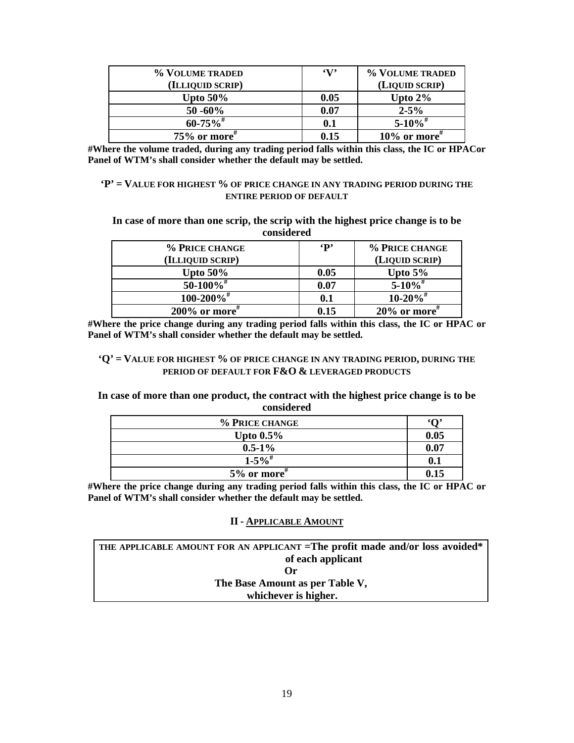| % VOLUME TRADED (ILLIQUID SCRIP) | 'V' | % VOLUME TRADED (LIQUID SCRIP) |
|---|---|---|
| **Upto 50%** | **0.05** | **Upto 2%** |
| **50 -60%** | **0.07** | **2-5%** |
| **60-75%#** | **0.1** | **5-10%#** |
| **75% or more#** | **0.15** | **10% or more#** |

**#Where the volume traded, during any trading period falls within this class, the IC or HPACor Panel of WTM's shall consider whether the default may be settled.**

**'P' = VALUE FOR HIGHEST % OF PRICE CHANGE IN ANY TRADING PERIOD DURING THE ENTIRE PERIOD OF DEFAULT**

**In case of more than one scrip, the scrip with the highest price change is to be considered**

| % PRICE CHANGE (ILLIQUID SCRIP) | 'P' | % PRICE CHANGE (LIQUID SCRIP) |
|---|---|---|
| **Upto 50%** | **0.05** | **Upto 5%** |
| **50-100%#** | **0.07** | **5-10%#** |
| **100-200%#** | **0.1** | **10-20%#** |
| **200% or more#** | **0.15** | **20% or more#** |

**#Where the price change during any trading period falls within this class, the IC or HPAC or Panel of WTM's shall consider whether the default may be settled.**

**'Q' = VALUE FOR HIGHEST % OF PRICE CHANGE IN ANY TRADING PERIOD, DURING THE PERIOD OF DEFAULT FOR F&O & LEVERAGED PRODUCTS**

**In case of more than one product, the contract with the highest price change is to be considered**

| % PRICE CHANGE | 'Q' |
|---|---|
| **Upto 0.5%** | **0.05** |
| **0.5-1%** | **0.07** |
| **1-5%#** | **0.1** |
| **5% or more#** | **0.15** |

**#Where the price change during any trading period falls within this class, the IC or HPAC or Panel of WTM's shall consider whether the default may be settled.**

## II - APPLICABLE AMOUNT

| THE APPLICABLE AMOUNT FOR AN APPLICANT **=The profit made and/or loss avoided* of each applicant<br>Or<br>The Base Amount as per Table V,<br>whichever is higher.** |
|---|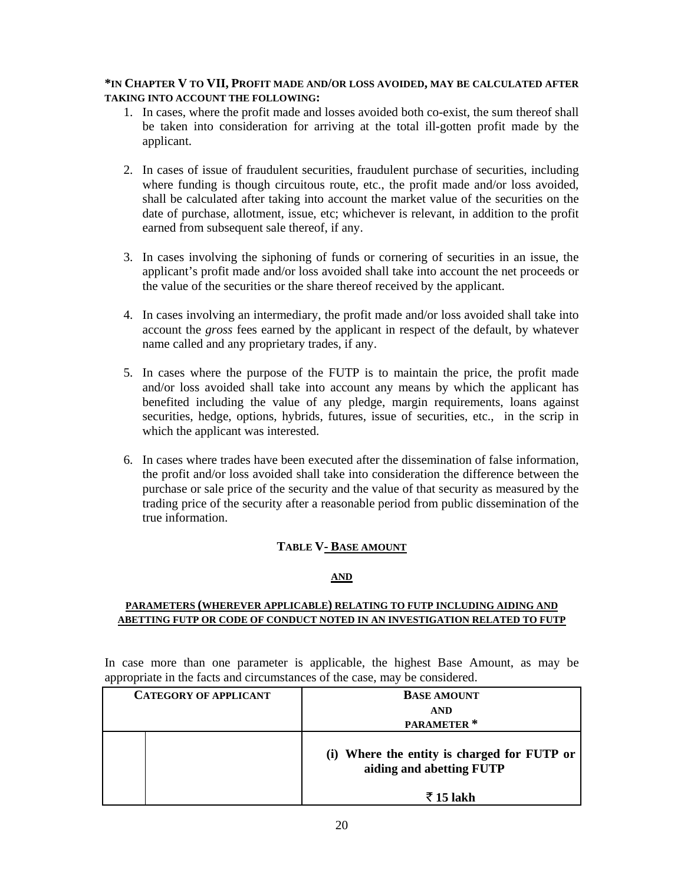**\*IN CHAPTER V TO VII, PROFIT MADE AND/OR LOSS AVOIDED, MAY BE CALCULATED AFTER TAKING INTO ACCOUNT THE FOLLOWING:**

1. In cases, where the profit made and losses avoided both co-exist, the sum thereof shall be taken into consideration for arriving at the total ill-gotten profit made by the applicant.

2. In cases of issue of fraudulent securities, fraudulent purchase of securities, including where funding is though circuitous route, etc., the profit made and/or loss avoided, shall be calculated after taking into account the market value of the securities on the date of purchase, allotment, issue, etc; whichever is relevant, in addition to the profit earned from subsequent sale thereof, if any.

3. In cases involving the siphoning of funds or cornering of securities in an issue, the applicant's profit made and/or loss avoided shall take into account the net proceeds or the value of the securities or the share thereof received by the applicant.

4. In cases involving an intermediary, the profit made and/or loss avoided shall take into account the *gross* fees earned by the applicant in respect of the default, by whatever name called and any proprietary trades, if any.

5. In cases where the purpose of the FUTP is to maintain the price, the profit made and/or loss avoided shall take into account any means by which the applicant has benefited including the value of any pledge, margin requirements, loans against securities, hedge, options, hybrids, futures, issue of securities, etc., in the scrip in which the applicant was interested.

6. In cases where trades have been executed after the dissemination of false information, the profit and/or loss avoided shall take into consideration the difference between the purchase or sale price of the security and the value of that security as measured by the trading price of the security after a reasonable period from public dissemination of the true information.

## TABLE V- BASE AMOUNT

**AND**

**PARAMETERS (WHEREVER APPLICABLE) RELATING TO FUTP INCLUDING AIDING AND ABETTING FUTP OR CODE OF CONDUCT NOTED IN AN INVESTIGATION RELATED TO FUTP**

In case more than one parameter is applicable, the highest Base Amount, as may be appropriate in the facts and circumstances of the case, may be considered.

| CATEGORY OF APPLICANT | | BASE AMOUNT AND PARAMETER * |
|---|---|---|
| | | **(i) Where the entity is charged for FUTP or aiding and abetting FUTP**<br><br>**₹ 15 lakh** |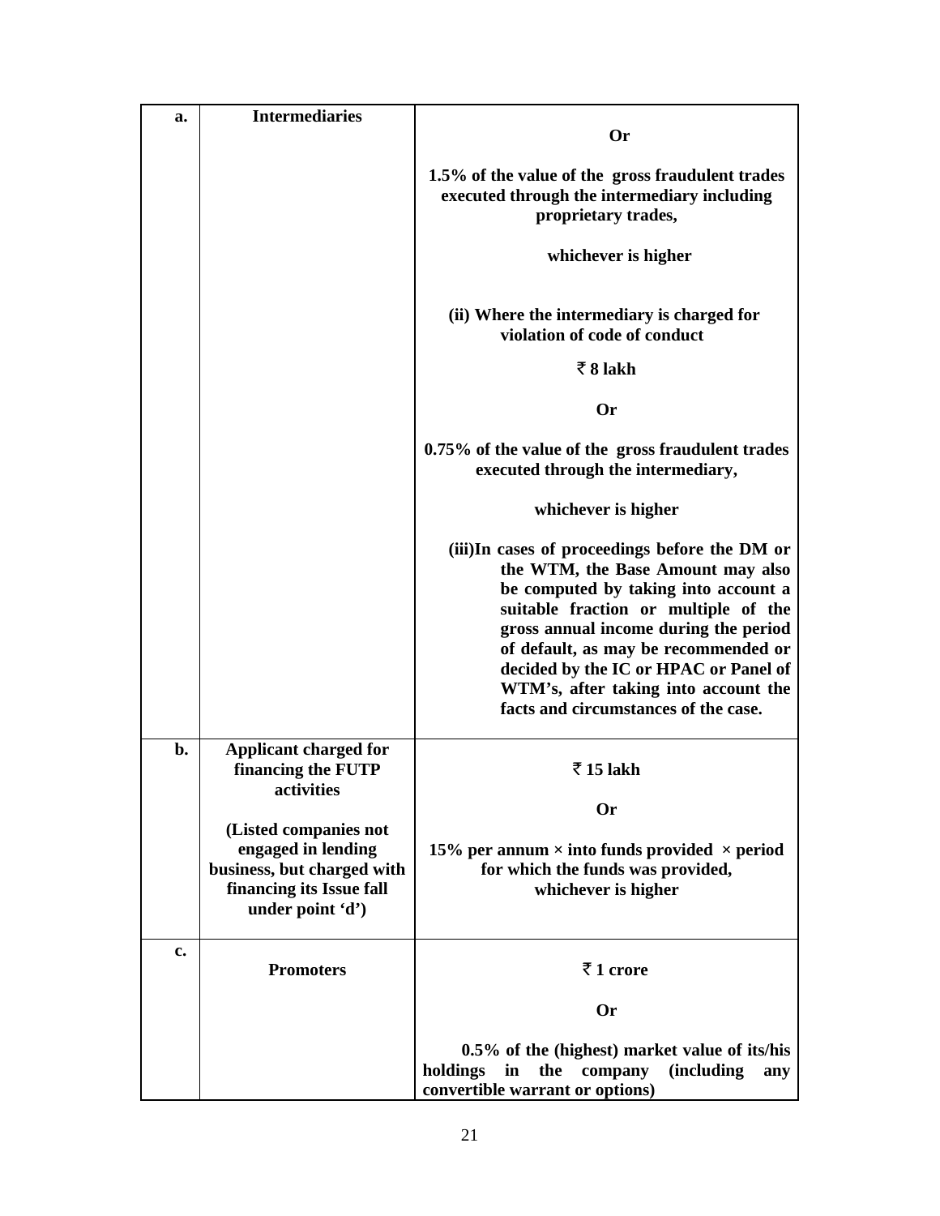| a. | **Intermediaries** | **Or**<br><br>**1.5% of the value of the gross fraudulent trades executed through the intermediary including proprietary trades,**<br><br>**whichever is higher**<br><br>**(ii) Where the intermediary is charged for violation of code of conduct**<br><br>**₹ 8 lakh**<br><br>**Or**<br><br>**0.75% of the value of the gross fraudulent trades executed through the intermediary,**<br><br>**whichever is higher**<br><br>**(iii)In cases of proceedings before the DM or the WTM, the Base Amount may also be computed by taking into account a suitable fraction or multiple of the gross annual income during the period of default, as may be recommended or decided by the IC or HPAC or Panel of WTM's, after taking into account the facts and circumstances of the case.** |
|---|---|---|
| b. | **Applicant charged for financing the FUTP activities**<br><br>**(Listed companies not engaged in lending business, but charged with financing its Issue fall under point 'd')** | **₹ 15 lakh**<br><br>**Or**<br><br>**15% per annum × into funds provided × period for which the funds was provided, whichever is higher** |
| c. | **Promoters** | **₹ 1 crore**<br><br>**Or**<br><br>**0.5% of the (highest) market value of its/his holdings in the company (including any convertible warrant or options)** |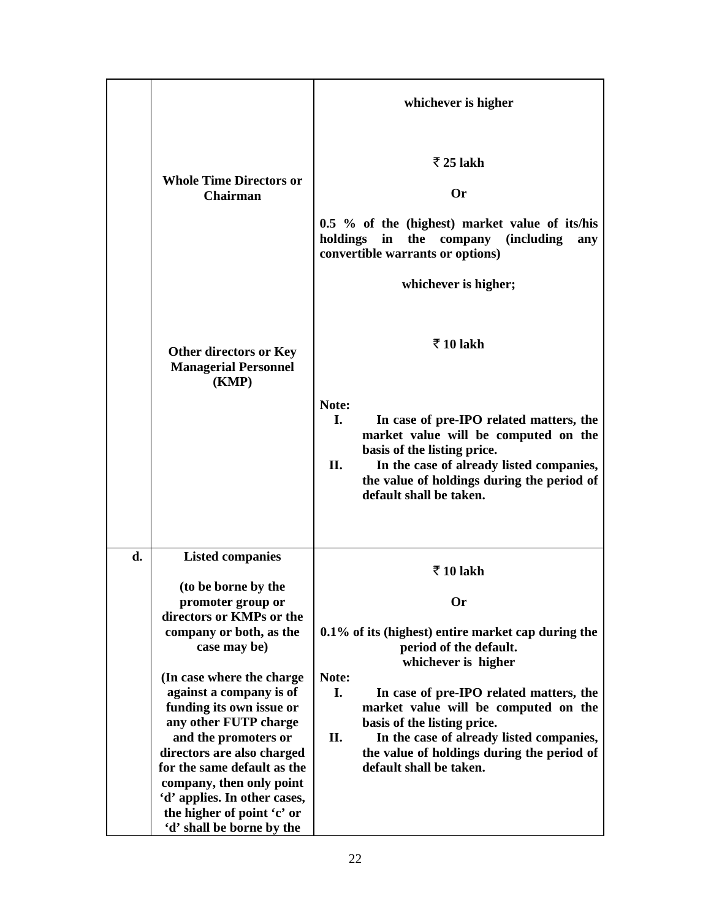| | | |
|---|---|---|
| | | **whichever is higher** |
| | **Whole Time Directors or Chairman** | **₹ 25 lakh**<br><br>**Or**<br><br>**0.5 % of the (highest) market value of its/his holdings in the company (including any convertible warrants or options)**<br><br>**whichever is higher;** |
| | **Other directors or Key Managerial Personnel (KMP)** | **₹ 10 lakh**<br><br>**Note:**<br>**I. In case of pre-IPO related matters, the market value will be computed on the basis of the listing price.**<br>**II. In the case of already listed companies, the value of holdings during the period of default shall be taken.** |
| **d.** | **Listed companies**<br><br>**(to be borne by the promoter group or directors or KMPs or the company or both, as the case may be)**<br><br>**(In case where the charge against a company is of funding its own issue or any other FUTP charge and the promoters or directors are also charged for the same default as the company, then only point 'd' applies. In other cases, the higher of point 'c' or 'd' shall be borne by the** | **₹ 10 lakh**<br><br>**Or**<br><br>**0.1% of its (highest) entire market cap during the period of the default.**<br>**whichever is higher**<br><br>**Note:**<br>**I. In case of pre-IPO related matters, the market value will be computed on the basis of the listing price.**<br>**II. In the case of already listed companies, the value of holdings during the period of default shall be taken.** |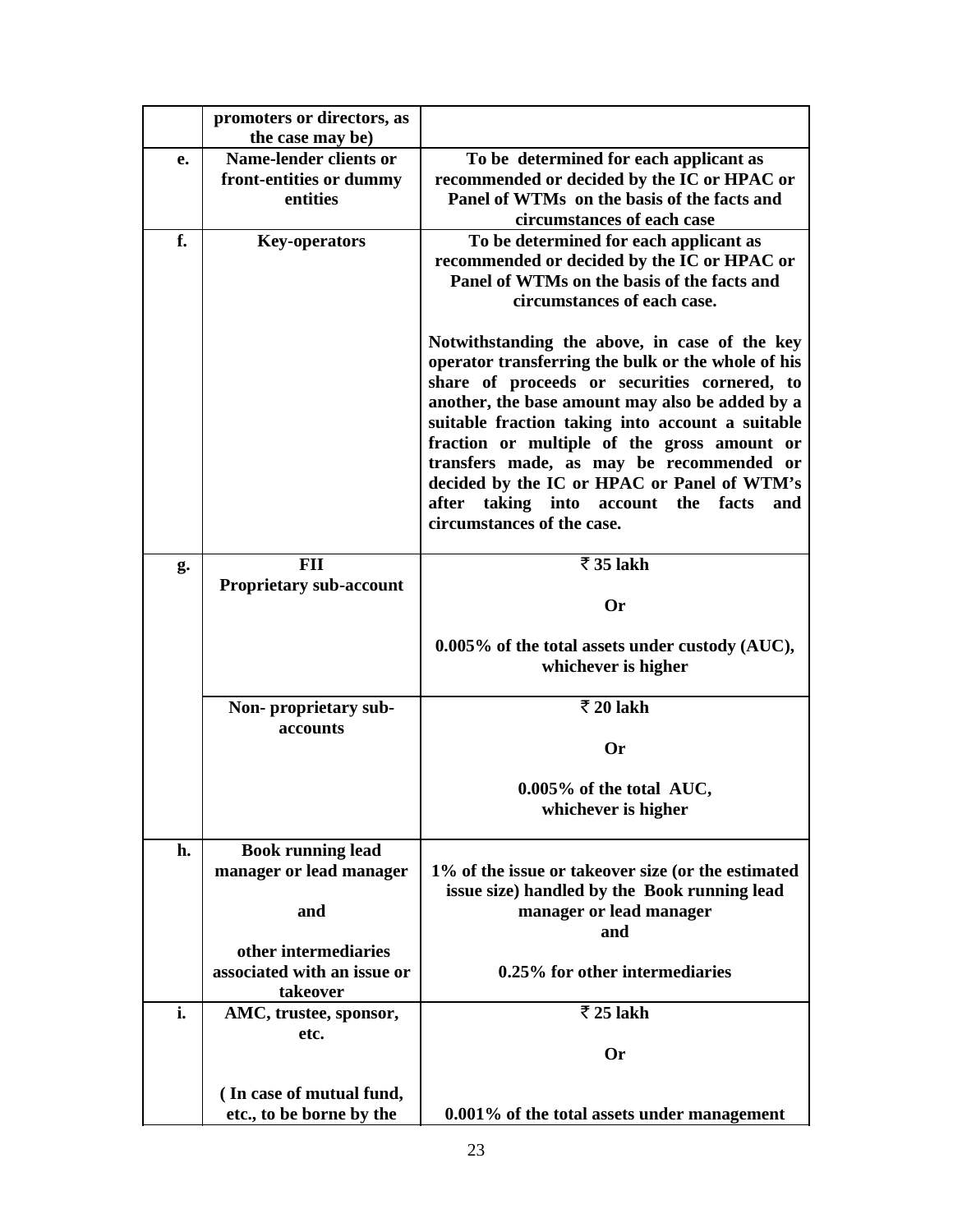| | | |
|---|---|---|
| | **promoters or directors, as the case may be)** | |
| **e.** | **Name-lender clients or front-entities or dummy entities** | **To be determined for each applicant as recommended or decided by the IC or HPAC or Panel of WTMs on the basis of the facts and circumstances of each case** |
| **f.** | **Key-operators** | **To be determined for each applicant as recommended or decided by the IC or HPAC or Panel of WTMs on the basis of the facts and circumstances of each case.**<br><br>**Notwithstanding the above, in case of the key operator transferring the bulk or the whole of his share of proceeds or securities cornered, to another, the base amount may also be added by a suitable fraction taking into account a suitable fraction or multiple of the gross amount or transfers made, as may be recommended or decided by the IC or HPAC or Panel of WTM's after taking into account the facts and circumstances of the case.** |
| **g.** | **FII**<br>**Proprietary sub-account** | **₹ 35 lakh**<br><br>**Or**<br><br>**0.005% of the total assets under custody (AUC), whichever is higher** |
| | **Non- proprietary sub-accounts** | **₹ 20 lakh**<br><br>**Or**<br><br>**0.005% of the total AUC, whichever is higher** |
| **h.** | **Book running lead manager or lead manager**<br><br>**and**<br><br>**other intermediaries associated with an issue or takeover** | **1% of the issue or takeover size (or the estimated issue size) handled by the Book running lead manager or lead manager**<br>**and**<br><br>**0.25% for other intermediaries** |
| **i.** | **AMC, trustee, sponsor, etc.**<br><br>**( In case of mutual fund, etc., to be borne by the** | **₹ 25 lakh**<br><br>**Or**<br><br>**0.001% of the total assets under management** |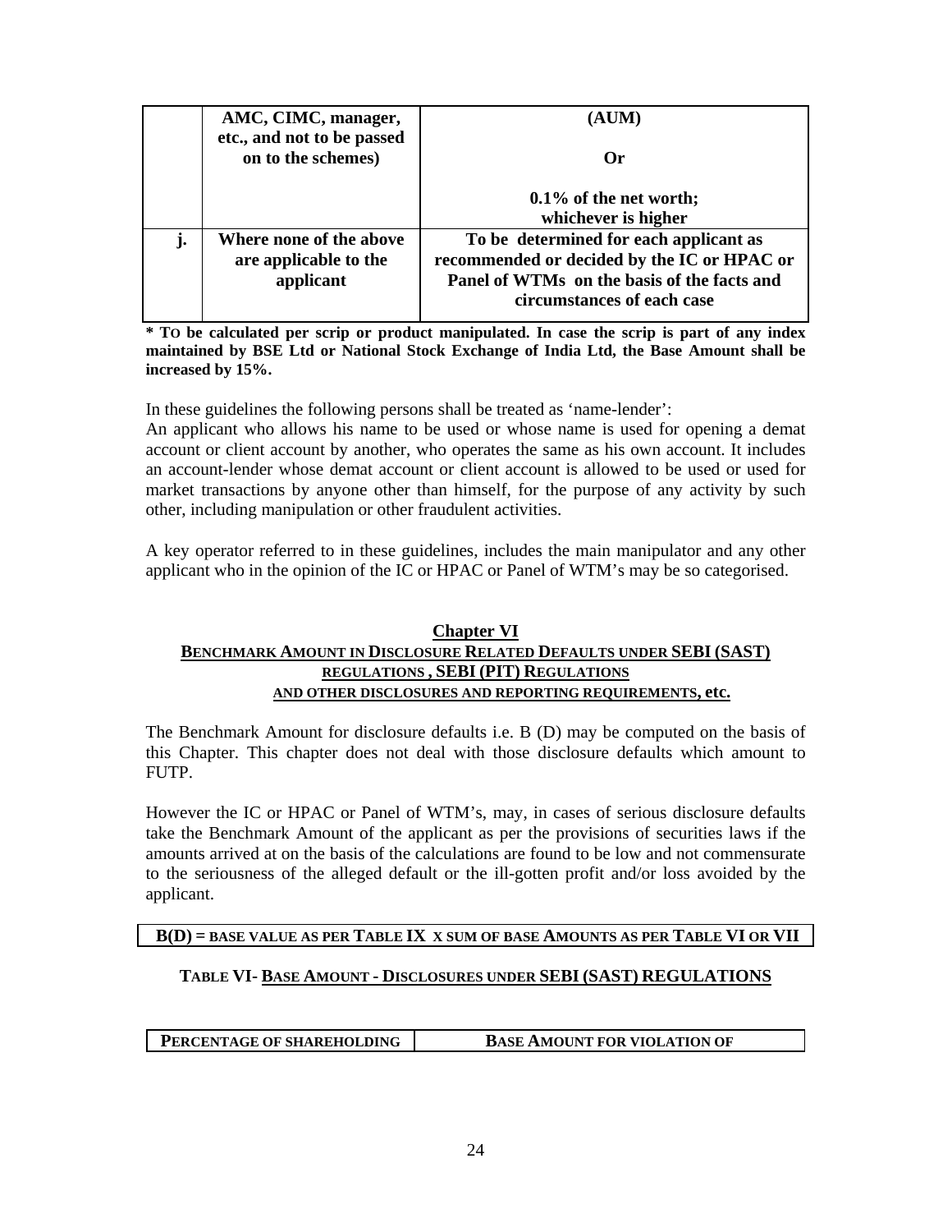|  | **AMC, CIMC, manager, etc., and not to be passed on to the schemes)** | **(AUM)**<br><br>**Or**<br><br>**0.1% of the net worth; whichever is higher** |
|---|---|---|
| **j.** | **Where none of the above are applicable to the applicant** | **To be determined for each applicant as recommended or decided by the IC or HPAC or Panel of WTMs on the basis of the facts and circumstances of each case** |

**\* TO be calculated per scrip or product manipulated. In case the scrip is part of any index maintained by BSE Ltd or National Stock Exchange of India Ltd, the Base Amount shall be increased by 15%.**

In these guidelines the following persons shall be treated as 'name-lender':
An applicant who allows his name to be used or whose name is used for opening a demat account or client account by another, who operates the same as his own account. It includes an account-lender whose demat account or client account is allowed to be used or used for market transactions by anyone other than himself, for the purpose of any activity by such other, including manipulation or other fraudulent activities.

A key operator referred to in these guidelines, includes the main manipulator and any other applicant who in the opinion of the IC or HPAC or Panel of WTM's may be so categorised.

## Chapter VI
## BENCHMARK AMOUNT IN DISCLOSURE RELATED DEFAULTS UNDER SEBI (SAST) REGULATIONS , SEBI (PIT) REGULATIONS AND OTHER DISCLOSURES AND REPORTING REQUIREMENTS, etc.

The Benchmark Amount for disclosure defaults i.e. B (D) may be computed on the basis of this Chapter. This chapter does not deal with those disclosure defaults which amount to FUTP.

However the IC or HPAC or Panel of WTM's, may, in cases of serious disclosure defaults take the Benchmark Amount of the applicant as per the provisions of securities laws if the amounts arrived at on the basis of the calculations are found to be low and not commensurate to the seriousness of the alleged default or the ill-gotten profit and/or loss avoided by the applicant.

**B(D) = BASE VALUE AS PER TABLE IX X SUM OF BASE AMOUNTS AS PER TABLE VI OR VII**

### TABLE VI- BASE AMOUNT - DISCLOSURES UNDER SEBI (SAST) REGULATIONS

| PERCENTAGE OF SHAREHOLDING | BASE AMOUNT FOR VIOLATION OF |
|---|---|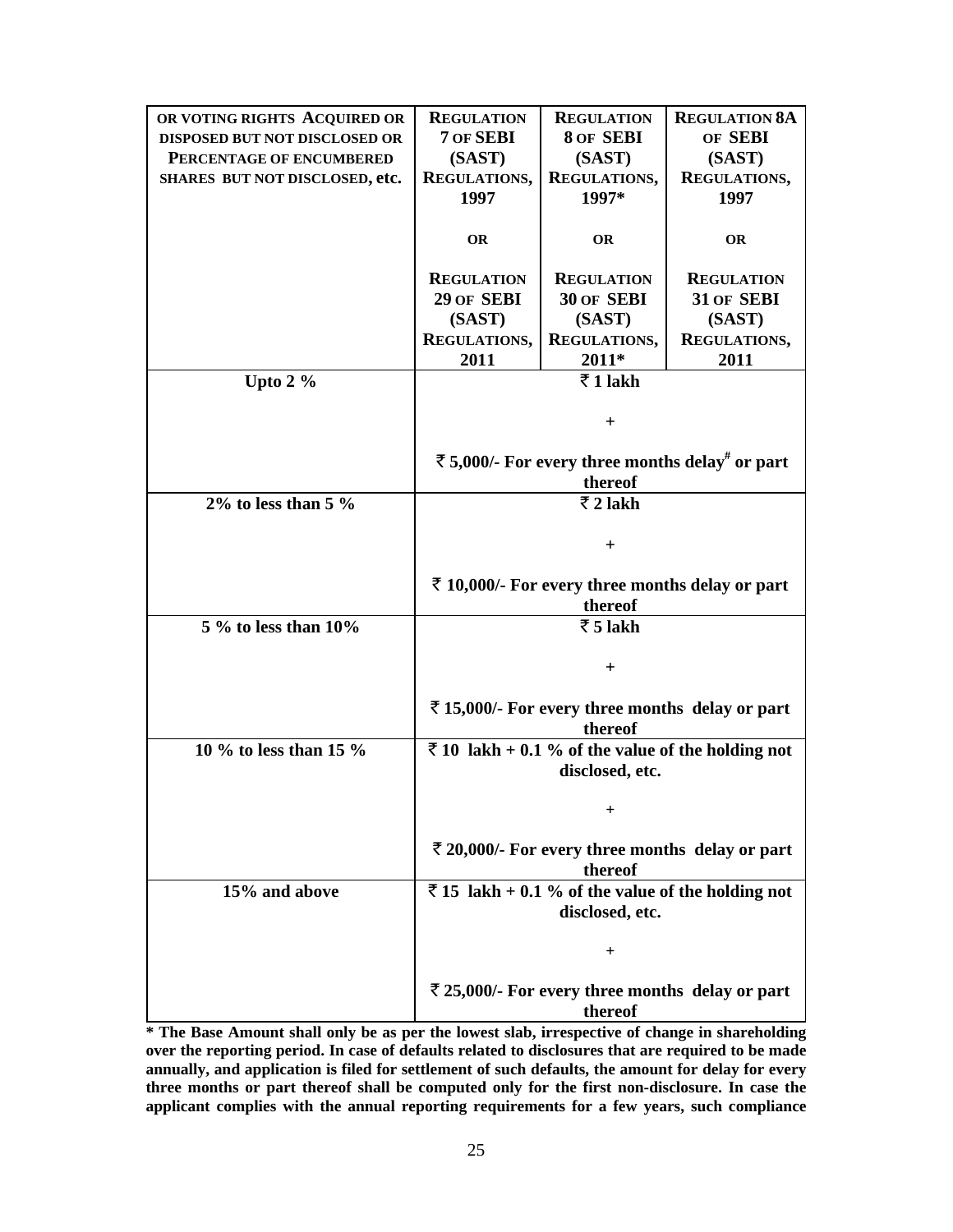| OR VOTING RIGHTS ACQUIRED OR DISPOSED BUT NOT DISCLOSED OR PERCENTAGE OF ENCUMBERED SHARES BUT NOT DISCLOSED, etc. | REGULATION 7 OF SEBI (SAST) REGULATIONS, 1997 OR REGULATION 29 OF SEBI (SAST) REGULATIONS, 2011 | REGULATION 8 OF SEBI (SAST) REGULATIONS, 1997* OR REGULATION 30 OF SEBI (SAST) REGULATIONS, 2011* | REGULATION 8A OF SEBI (SAST) REGULATIONS, 1997 OR REGULATION 31 OF SEBI (SAST) REGULATIONS, 2011 |
|---|---|---|---|
| **Upto 2 %** | **₹ 1 lakh + ₹ 5,000/- For every three months delay# or part thereof** | | |
| **2% to less than 5 %** | **₹ 2 lakh + ₹ 10,000/- For every three months delay or part thereof** | | |
| **5 % to less than 10%** | **₹ 5 lakh + ₹ 15,000/- For every three months delay or part thereof** | | |
| **10 % to less than 15 %** | **₹ 10 lakh + 0.1 % of the value of the holding not disclosed, etc. + ₹ 20,000/- For every three months delay or part thereof** | | |
| **15% and above** | **₹ 15 lakh + 0.1 % of the value of the holding not disclosed, etc. + ₹ 25,000/- For every three months delay or part thereof** | | |

**\* The Base Amount shall only be as per the lowest slab, irrespective of change in shareholding over the reporting period. In case of defaults related to disclosures that are required to be made annually, and application is filed for settlement of such defaults, the amount for delay for every three months or part thereof shall be computed only for the first non-disclosure. In case the applicant complies with the annual reporting requirements for a few years, such compliance**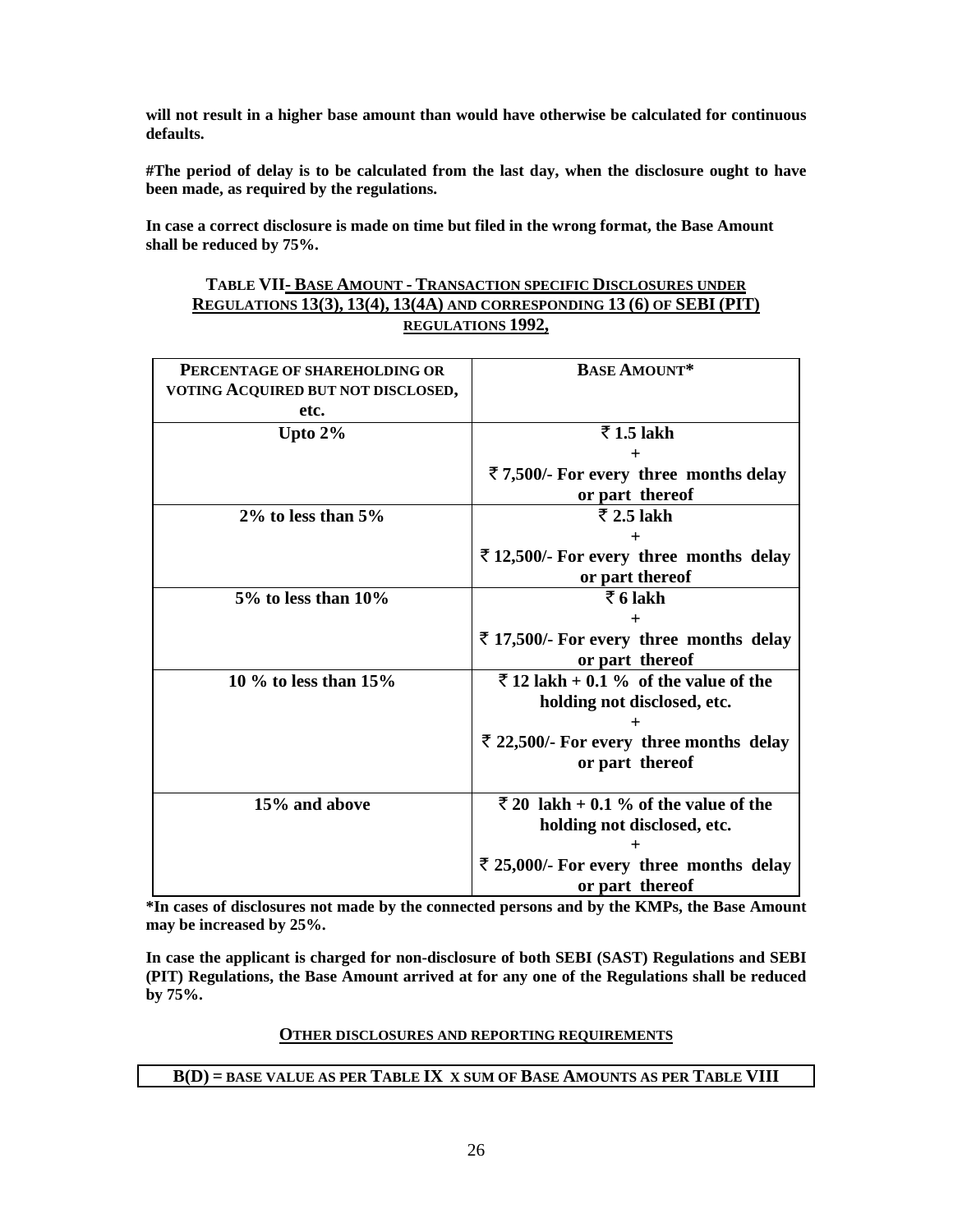**will not result in a higher base amount than would have otherwise be calculated for continuous defaults.**

**#The period of delay is to be calculated from the last day, when the disclosure ought to have been made, as required by the regulations.**

**In case a correct disclosure is made on time but filed in the wrong format, the Base Amount shall be reduced by 75%.**

## TABLE VII- BASE AMOUNT - TRANSACTION SPECIFIC DISCLOSURES UNDER REGULATIONS 13(3), 13(4), 13(4A) AND CORRESPONDING 13 (6) OF SEBI (PIT) REGULATIONS 1992,

| PERCENTAGE OF SHAREHOLDING OR VOTING ACQUIRED BUT NOT DISCLOSED, etc. | BASE AMOUNT* |
|---|---|
| Upto 2% | ₹ 1.5 lakh + ₹ 7,500/- For every three months delay or part thereof |
| 2% to less than 5% | ₹ 2.5 lakh + ₹ 12,500/- For every three months delay or part thereof |
| 5% to less than 10% | ₹ 6 lakh + ₹ 17,500/- For every three months delay or part thereof |
| 10 % to less than 15% | ₹ 12 lakh + 0.1 % of the value of the holding not disclosed, etc. + ₹ 22,500/- For every three months delay or part thereof |
| 15% and above | ₹ 20 lakh + 0.1 % of the value of the holding not disclosed, etc. + ₹ 25,000/- For every three months delay or part thereof |

**\*In cases of disclosures not made by the connected persons and by the KMPs, the Base Amount may be increased by 25%.**

**In case the applicant is charged for non-disclosure of both SEBI (SAST) Regulations and SEBI (PIT) Regulations, the Base Amount arrived at for any one of the Regulations shall be reduced by 75%.**

## OTHER DISCLOSURES AND REPORTING REQUIREMENTS

| B(D) = BASE VALUE AS PER TABLE IX X SUM OF BASE AMOUNTS AS PER TABLE VIII |
|---|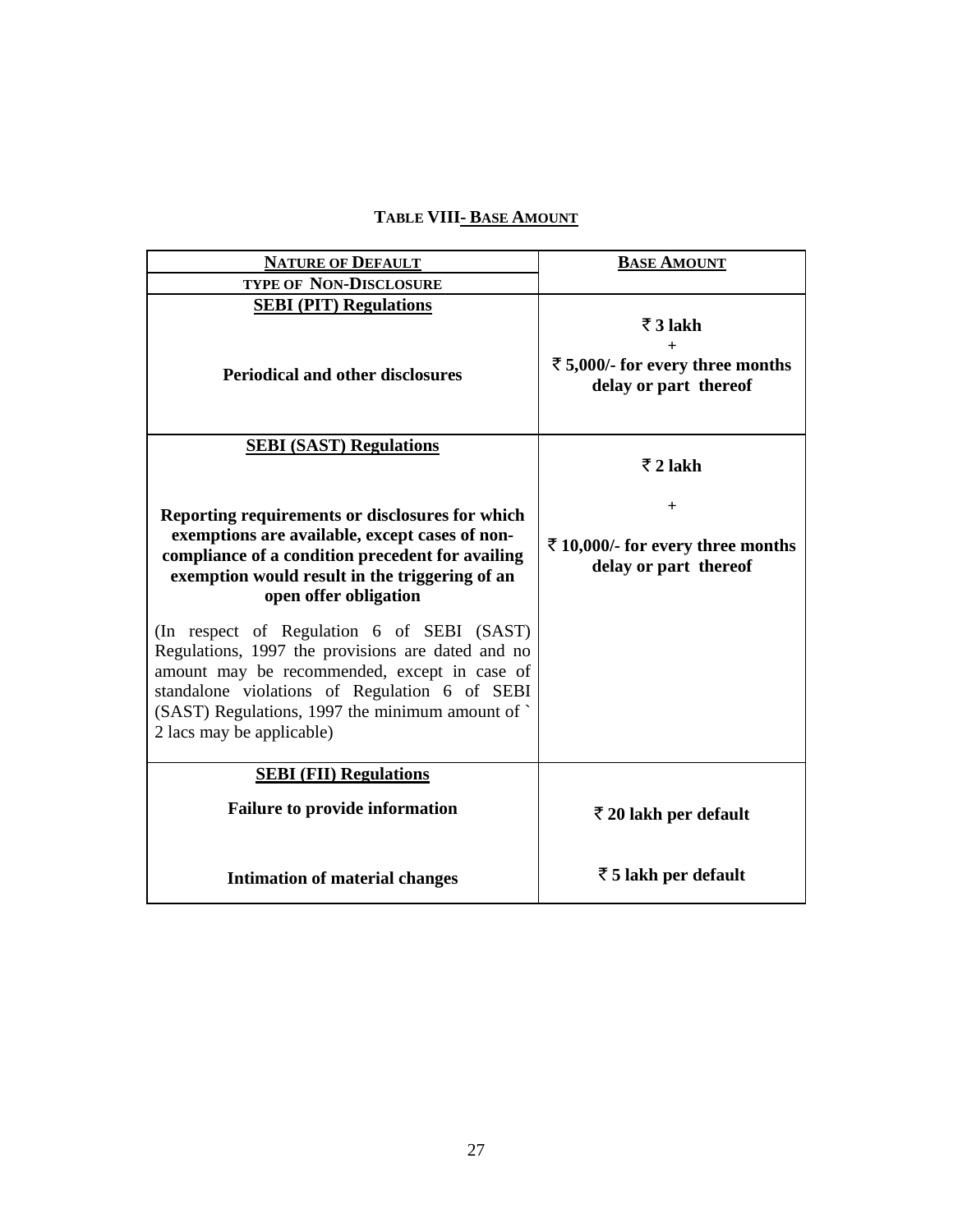**TABLE VIII- BASE AMOUNT**

| NATURE OF DEFAULT<br>TYPE OF NON-DISCLOSURE | BASE AMOUNT |
|---|---|
| **SEBI (PIT) Regulations**<br><br>**Periodical and other disclosures** | **₹ 3 lakh**<br>**+**<br>**₹ 5,000/- for every three months delay or part thereof** |
| **SEBI (SAST) Regulations**<br><br>**Reporting requirements or disclosures for which exemptions are available, except cases of non-compliance of a condition precedent for availing exemption would result in the triggering of an open offer obligation**<br><br>(In respect of Regulation 6 of SEBI (SAST) Regulations, 1997 the provisions are dated and no amount may be recommended, except in case of standalone violations of Regulation 6 of SEBI (SAST) Regulations, 1997 the minimum amount of ` 2 lacs may be applicable) | **₹ 2 lakh**<br>**+**<br>**₹ 10,000/- for every three months delay or part thereof** |
| **SEBI (FII) Regulations**<br><br>**Failure to provide information**<br><br>**Intimation of material changes** | <br><br>**₹ 20 lakh per default**<br><br>**₹ 5 lakh per default** |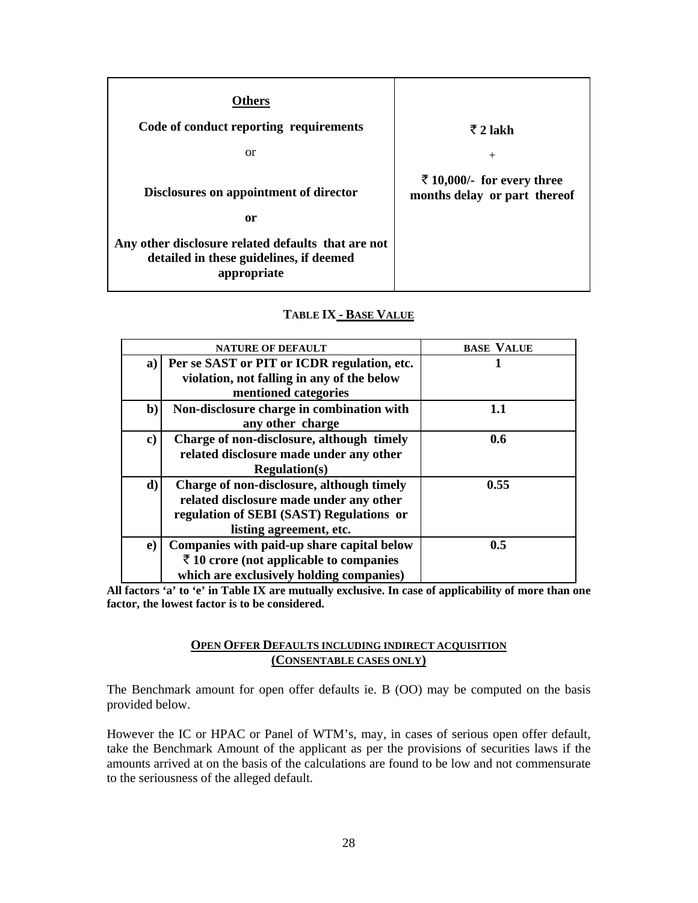| **Others**<br><br>**Code of conduct reporting requirements**<br><br>or<br><br>**Disclosures on appointment of director**<br><br>**or**<br><br>**Any other disclosure related defaults that are not detailed in these guidelines, if deemed appropriate** | **₹ 2 lakh**<br><br>+<br><br>**₹ 10,000/- for every three months delay or part thereof** |
|---|---|

**TABLE IX - BASE VALUE**

| NATURE OF DEFAULT | | BASE VALUE |
|---|---|---|
| **a)** | **Per se SAST or PIT or ICDR regulation, etc. violation, not falling in any of the below mentioned categories** | **1** |
| **b)** | **Non-disclosure charge in combination with any other charge** | **1.1** |
| **c)** | **Charge of non-disclosure, although timely related disclosure made under any other Regulation(s)** | **0.6** |
| **d)** | **Charge of non-disclosure, although timely related disclosure made under any other regulation of SEBI (SAST) Regulations or listing agreement, etc.** | **0.55** |
| **e)** | **Companies with paid-up share capital below ₹ 10 crore (not applicable to companies which are exclusively holding companies)** | **0.5** |

**All factors 'a' to 'e' in Table IX are mutually exclusive. In case of applicability of more than one factor, the lowest factor is to be considered.**

**OPEN OFFER DEFAULTS INCLUDING INDIRECT ACQUISITION (CONSENTABLE CASES ONLY)**

The Benchmark amount for open offer defaults ie. B (OO) may be computed on the basis provided below.

However the IC or HPAC or Panel of WTM's, may, in cases of serious open offer default, take the Benchmark Amount of the applicant as per the provisions of securities laws if the amounts arrived at on the basis of the calculations are found to be low and not commensurate to the seriousness of the alleged default.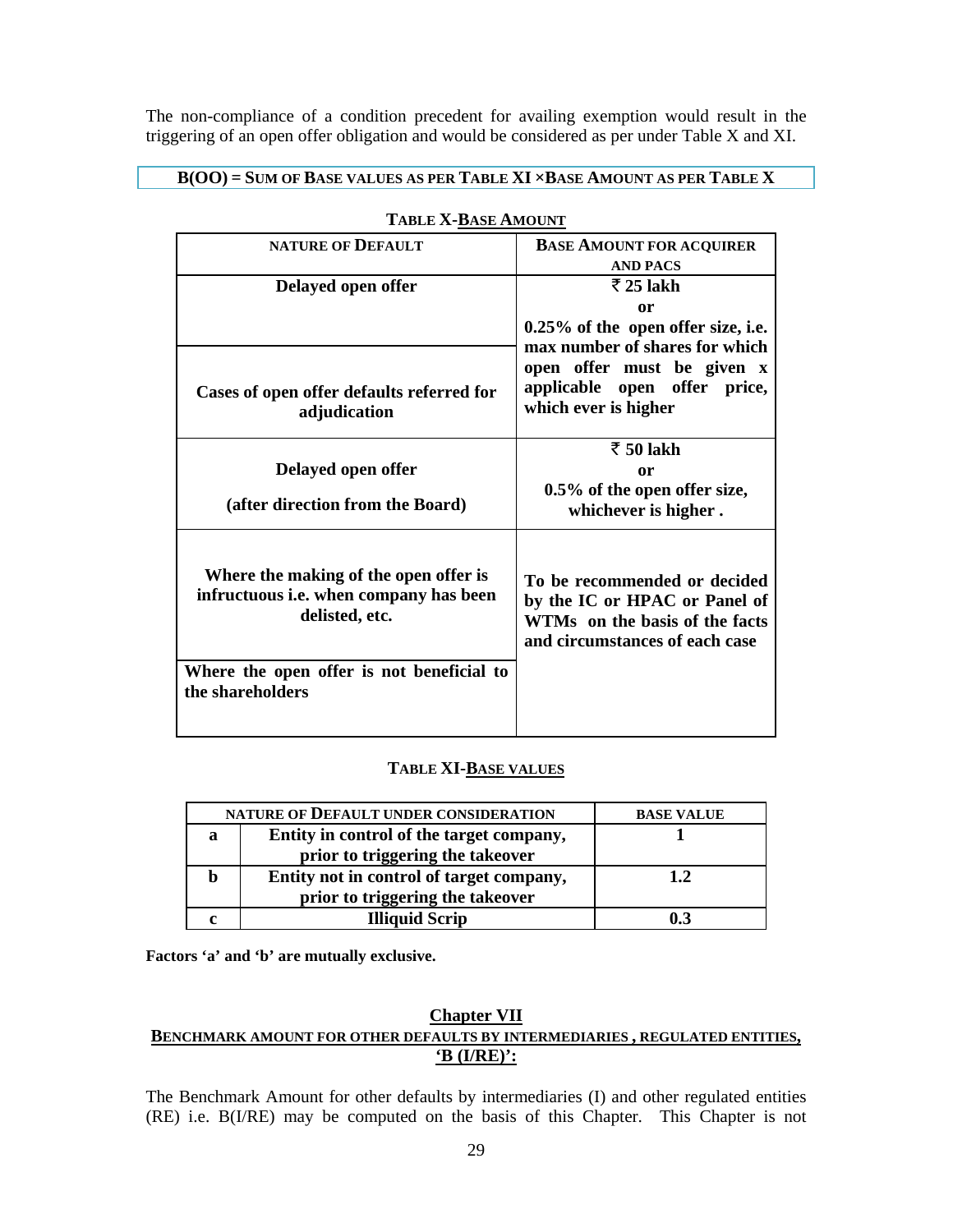The non-compliance of a condition precedent for availing exemption would result in the triggering of an open offer obligation and would be considered as per under Table X and XI.

**B(OO) = SUM OF BASE VALUES AS PER TABLE XI ×BASE AMOUNT AS PER TABLE X**

**TABLE X-BASE AMOUNT**

| NATURE OF DEFAULT | BASE AMOUNT FOR ACQUIRER AND PACS |
|---|---|
| **Delayed open offer** | **₹ 25 lakh or 0.25% of the open offer size, i.e. max number of shares for which open offer must be given x applicable open offer price, which ever is higher** |
| **Cases of open offer defaults referred for adjudication** | |
| **Delayed open offer (after direction from the Board)** | **₹ 50 lakh or 0.5% of the open offer size, whichever is higher .** |
| **Where the making of the open offer is infructuous i.e. when company has been delisted, etc.** | **To be recommended or decided by the IC or HPAC or Panel of WTMs on the basis of the facts and circumstances of each case** |
| **Where the open offer is not beneficial to the shareholders** | |

**TABLE XI-BASE VALUES**

| NATURE OF DEFAULT UNDER CONSIDERATION | | BASE VALUE |
|---|---|---|
| **a** | **Entity in control of the target company, prior to triggering the takeover** | **1** |
| **b** | **Entity not in control of target company, prior to triggering the takeover** | **1.2** |
| **c** | **Illiquid Scrip** | **0.3** |

**Factors 'a' and 'b' are mutually exclusive.**

## Chapter VII

## BENCHMARK AMOUNT FOR OTHER DEFAULTS BY INTERMEDIARIES , REGULATED ENTITIES, 'B (I/RE)':

The Benchmark Amount for other defaults by intermediaries (I) and other regulated entities (RE) i.e. B(I/RE) may be computed on the basis of this Chapter. This Chapter is not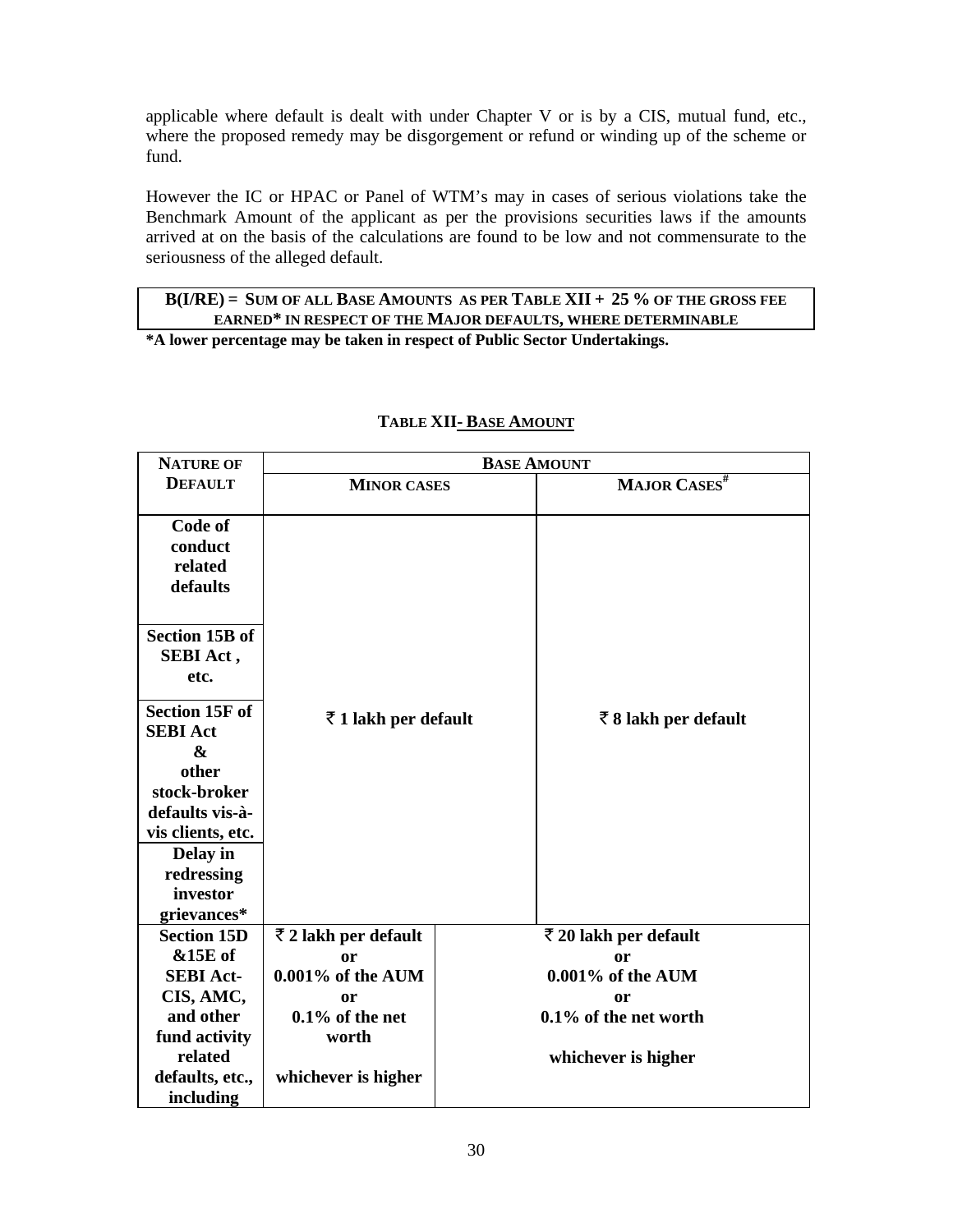applicable where default is dealt with under Chapter V or is by a CIS, mutual fund, etc., where the proposed remedy may be disgorgement or refund or winding up of the scheme or fund.

However the IC or HPAC or Panel of WTM's may in cases of serious violations take the Benchmark Amount of the applicant as per the provisions securities laws if the amounts arrived at on the basis of the calculations are found to be low and not commensurate to the seriousness of the alleged default.

**B(I/RE) = SUM OF ALL BASE AMOUNTS AS PER TABLE XII + 25 % OF THE GROSS FEE EARNED* IN RESPECT OF THE MAJOR DEFAULTS, WHERE DETERMINABLE**

**\*A lower percentage may be taken in respect of Public Sector Undertakings.**

**TABLE XII- BASE AMOUNT**

| NATURE OF DEFAULT | BASE AMOUNT | |
|---|---|---|
| | MINOR CASES | MAJOR CASES# |
| Code of conduct related defaults<br><br>Section 15B of SEBI Act , etc.<br><br>Section 15F of SEBI Act & other stock-broker defaults vis-à-vis clients, etc.<br><br>Delay in redressing investor grievances* | ₹ 1 lakh per default | ₹ 8 lakh per default |
| Section 15D &15E of SEBI Act- CIS, AMC, and other fund activity related defaults, etc., including | ₹ 2 lakh per default or 0.001% of the AUM or 0.1% of the net worth whichever is higher | ₹ 20 lakh per default or 0.001% of the AUM or 0.1% of the net worth whichever is higher |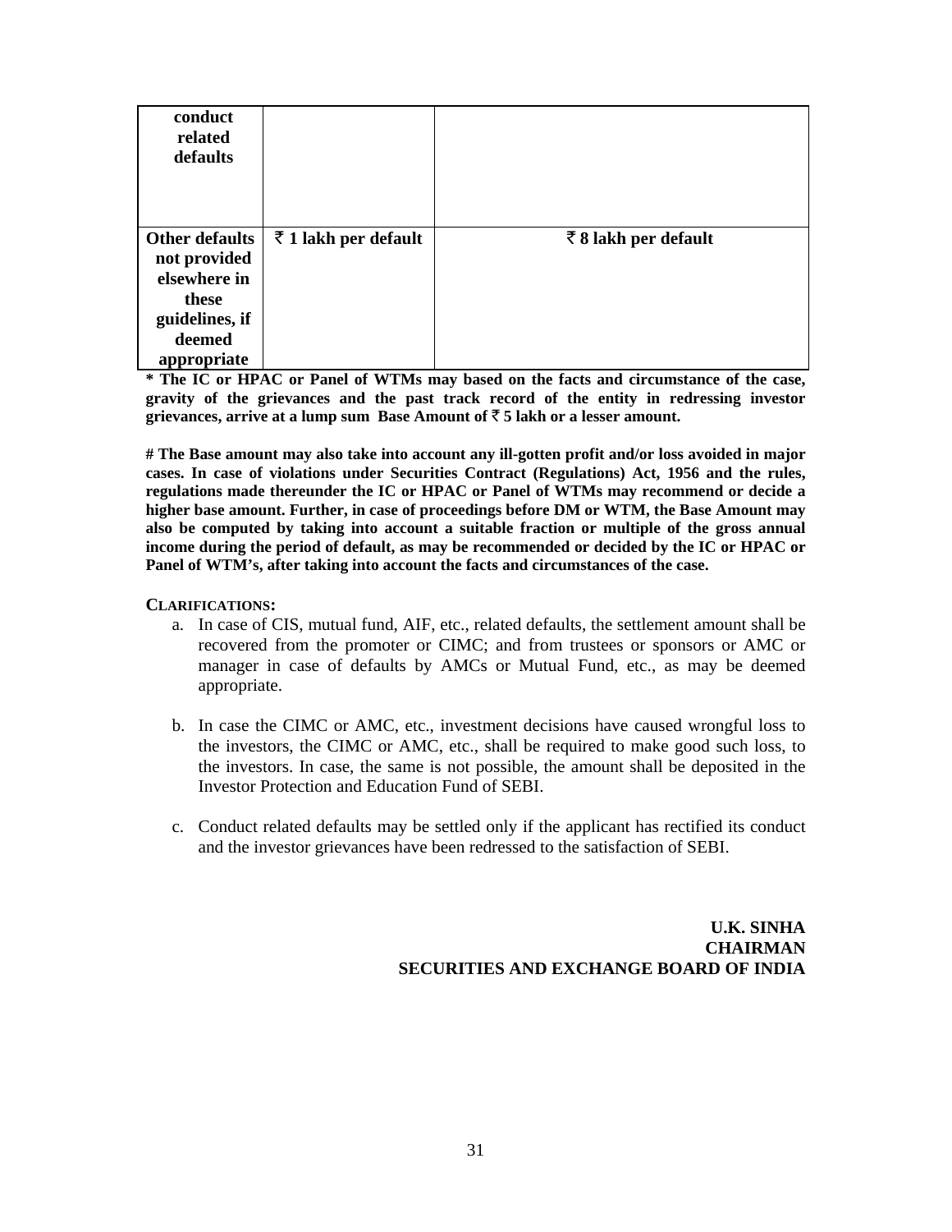| | | |
|---|---|---|
| **conduct related defaults** | | |
| **Other defaults not provided elsewhere in these guidelines, if deemed appropriate** | **₹ 1 lakh per default** | **₹ 8 lakh per default** |

**\* The IC or HPAC or Panel of WTMs may based on the facts and circumstance of the case, gravity of the grievances and the past track record of the entity in redressing investor grievances, arrive at a lump sum Base Amount of ₹ 5 lakh or a lesser amount.**

**# The Base amount may also take into account any ill-gotten profit and/or loss avoided in major cases. In case of violations under Securities Contract (Regulations) Act, 1956 and the rules, regulations made thereunder the IC or HPAC or Panel of WTMs may recommend or decide a higher base amount. Further, in case of proceedings before DM or WTM, the Base Amount may also be computed by taking into account a suitable fraction or multiple of the gross annual income during the period of default, as may be recommended or decided by the IC or HPAC or Panel of WTM's, after taking into account the facts and circumstances of the case.**

**CLARIFICATIONS:**

a. In case of CIS, mutual fund, AIF, etc., related defaults, the settlement amount shall be recovered from the promoter or CIMC; and from trustees or sponsors or AMC or manager in case of defaults by AMCs or Mutual Fund, etc., as may be deemed appropriate.

b. In case the CIMC or AMC, etc., investment decisions have caused wrongful loss to the investors, the CIMC or AMC, etc., shall be required to make good such loss, to the investors. In case, the same is not possible, the amount shall be deposited in the Investor Protection and Education Fund of SEBI.

c. Conduct related defaults may be settled only if the applicant has rectified its conduct and the investor grievances have been redressed to the satisfaction of SEBI.

**U.K. SINHA**
**CHAIRMAN**
**SECURITIES AND EXCHANGE BOARD OF INDIA**